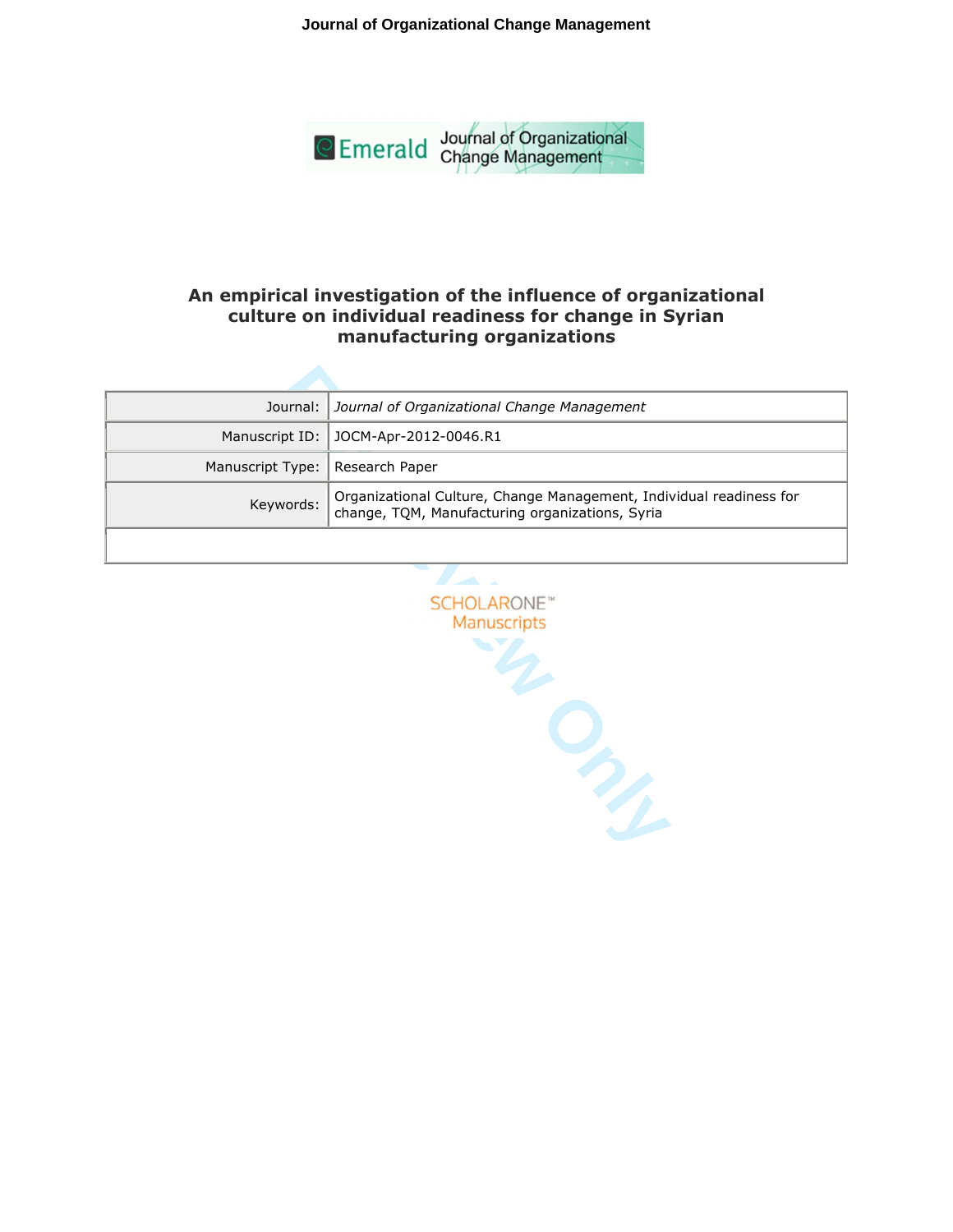# An empirical investigation of the influence of organizational culture on individual readiness for change in Syrian manufacturing organizations

| | |
|---|---|
| Journal: | *Journal of Organizational Change Management* |
| Manuscript ID: | JOCM-Apr-2012-0046.R1 |
| Manuscript Type: | Research Paper |
| Keywords: | Organizational Culture, Change Management, Individual readiness for change, TQM, Manufacturing organizations, Syria |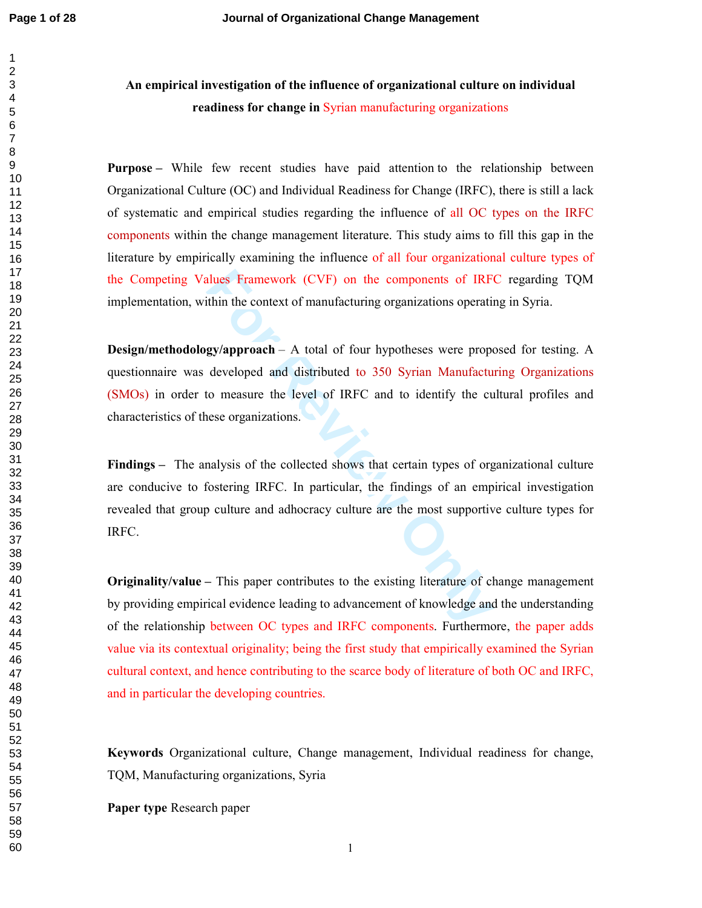**An empirical investigation of the influence of organizational culture on individual readiness for change in Syrian manufacturing organizations**

**Purpose –** While few recent studies have paid attention to the relationship between Organizational Culture (OC) and Individual Readiness for Change (IRFC), there is still a lack of systematic and empirical studies regarding the influence of all OC types on the IRFC components within the change management literature. This study aims to fill this gap in the literature by empirically examining the influence of all four organizational culture types of the Competing Values Framework (CVF) on the components of IRFC regarding TQM implementation, within the context of manufacturing organizations operating in Syria.

**Design/methodology/approach** – A total of four hypotheses were proposed for testing. A questionnaire was developed and distributed to 350 Syrian Manufacturing Organizations (SMOs) in order to measure the level of IRFC and to identify the cultural profiles and characteristics of these organizations.

**Findings –** The analysis of the collected shows that certain types of organizational culture are conducive to fostering IRFC. In particular, the findings of an empirical investigation revealed that group culture and adhocracy culture are the most supportive culture types for IRFC.

**Originality/value –** This paper contributes to the existing literature of change management by providing empirical evidence leading to advancement of knowledge and the understanding of the relationship between OC types and IRFC components. Furthermore, the paper adds value via its contextual originality; being the first study that empirically examined the Syrian cultural context, and hence contributing to the scarce body of literature of both OC and IRFC, and in particular the developing countries.

**Keywords** Organizational culture, Change management, Individual readiness for change, TQM, Manufacturing organizations, Syria

**Paper type** Research paper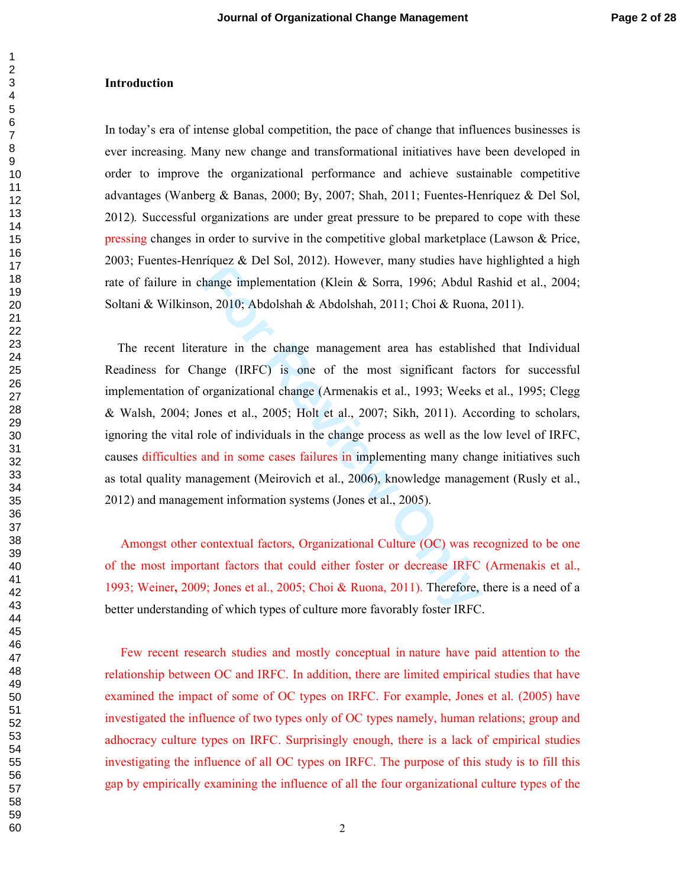**Introduction**

In today's era of intense global competition, the pace of change that influences businesses is ever increasing. Many new change and transformational initiatives have been developed in order to improve the organizational performance and achieve sustainable competitive advantages (Wanberg & Banas, 2000; By, 2007; Shah, 2011; Fuentes-Henríquez & Del Sol, 2012). Successful organizations are under great pressure to be prepared to cope with these pressing changes in order to survive in the competitive global marketplace (Lawson & Price, 2003; Fuentes-Henríquez & Del Sol, 2012). However, many studies have highlighted a high rate of failure in change implementation (Klein & Sorra, 1996; Abdul Rashid et al., 2004; Soltani & Wilkinson, 2010; Abdolshah & Abdolshah, 2011; Choi & Ruona, 2011).

The recent literature in the change management area has established that Individual Readiness for Change (IRFC) is one of the most significant factors for successful implementation of organizational change (Armenakis et al., 1993; Weeks et al., 1995; Clegg & Walsh, 2004; Jones et al., 2005; Holt et al., 2007; Sikh, 2011). According to scholars, ignoring the vital role of individuals in the change process as well as the low level of IRFC, causes difficulties and in some cases failures in implementing many change initiatives such as total quality management (Meirovich et al., 2006), knowledge management (Rusly et al., 2012) and management information systems (Jones et al., 2005).

Amongst other contextual factors, Organizational Culture (OC) was recognized to be one of the most important factors that could either foster or decrease IRFC (Armenakis et al., 1993; Weiner, 2009; Jones et al., 2005; Choi & Ruona, 2011). Therefore, there is a need of a better understanding of which types of culture more favorably foster IRFC.

Few recent research studies and mostly conceptual in nature have paid attention to the relationship between OC and IRFC. In addition, there are limited empirical studies that have examined the impact of some of OC types on IRFC. For example, Jones et al. (2005) have investigated the influence of two types only of OC types namely, human relations; group and adhocracy culture types on IRFC. Surprisingly enough, there is a lack of empirical studies investigating the influence of all OC types on IRFC. The purpose of this study is to fill this gap by empirically examining the influence of all the four organizational culture types of the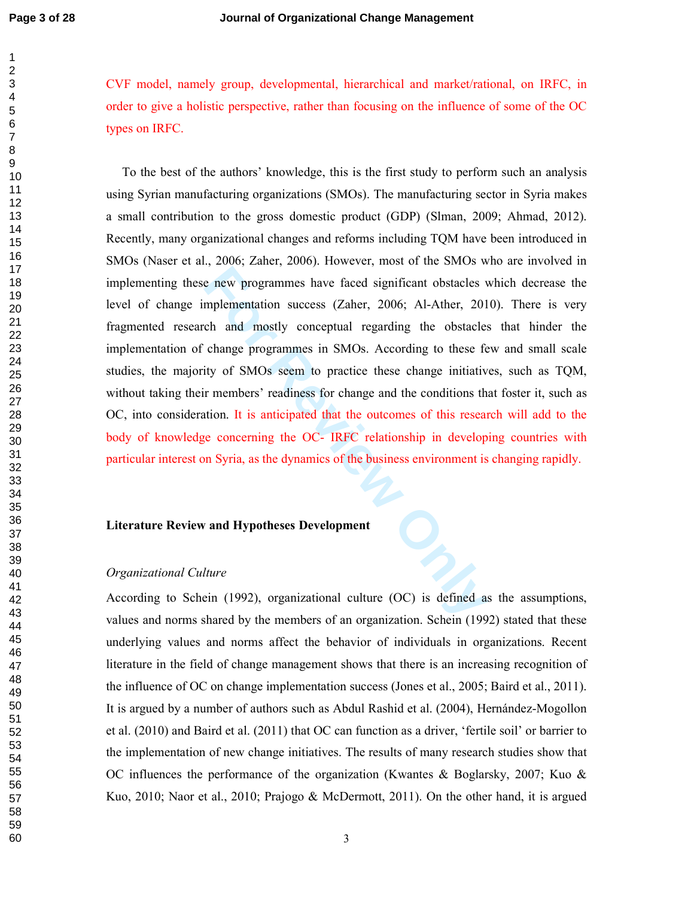CVF model, namely group, developmental, hierarchical and market/rational, on IRFC, in order to give a holistic perspective, rather than focusing on the influence of some of the OC types on IRFC.

To the best of the authors' knowledge, this is the first study to perform such an analysis using Syrian manufacturing organizations (SMOs). The manufacturing sector in Syria makes a small contribution to the gross domestic product (GDP) (Slman, 2009; Ahmad, 2012). Recently, many organizational changes and reforms including TQM have been introduced in SMOs (Naser et al., 2006; Zaher, 2006). However, most of the SMOs who are involved in implementing these new programmes have faced significant obstacles which decrease the level of change implementation success (Zaher, 2006; Al-Ather, 2010). There is very fragmented research and mostly conceptual regarding the obstacles that hinder the implementation of change programmes in SMOs. According to these few and small scale studies, the majority of SMOs seem to practice these change initiatives, such as TQM, without taking their members' readiness for change and the conditions that foster it, such as OC, into consideration. It is anticipated that the outcomes of this research will add to the body of knowledge concerning the OC- IRFC relationship in developing countries with particular interest on Syria, as the dynamics of the business environment is changing rapidly.

## Literature Review and Hypotheses Development

### *Organizational Culture*

According to Schein (1992), organizational culture (OC) is defined as the assumptions, values and norms shared by the members of an organization. Schein (1992) stated that these underlying values and norms affect the behavior of individuals in organizations. Recent literature in the field of change management shows that there is an increasing recognition of the influence of OC on change implementation success (Jones et al., 2005; Baird et al., 2011). It is argued by a number of authors such as Abdul Rashid et al. (2004), Hernández-Mogollon et al. (2010) and Baird et al. (2011) that OC can function as a driver, 'fertile soil' or barrier to the implementation of new change initiatives. The results of many research studies show that OC influences the performance of the organization (Kwantes & Boglarsky, 2007; Kuo & Kuo, 2010; Naor et al., 2010; Prajogo & McDermott, 2011). On the other hand, it is argued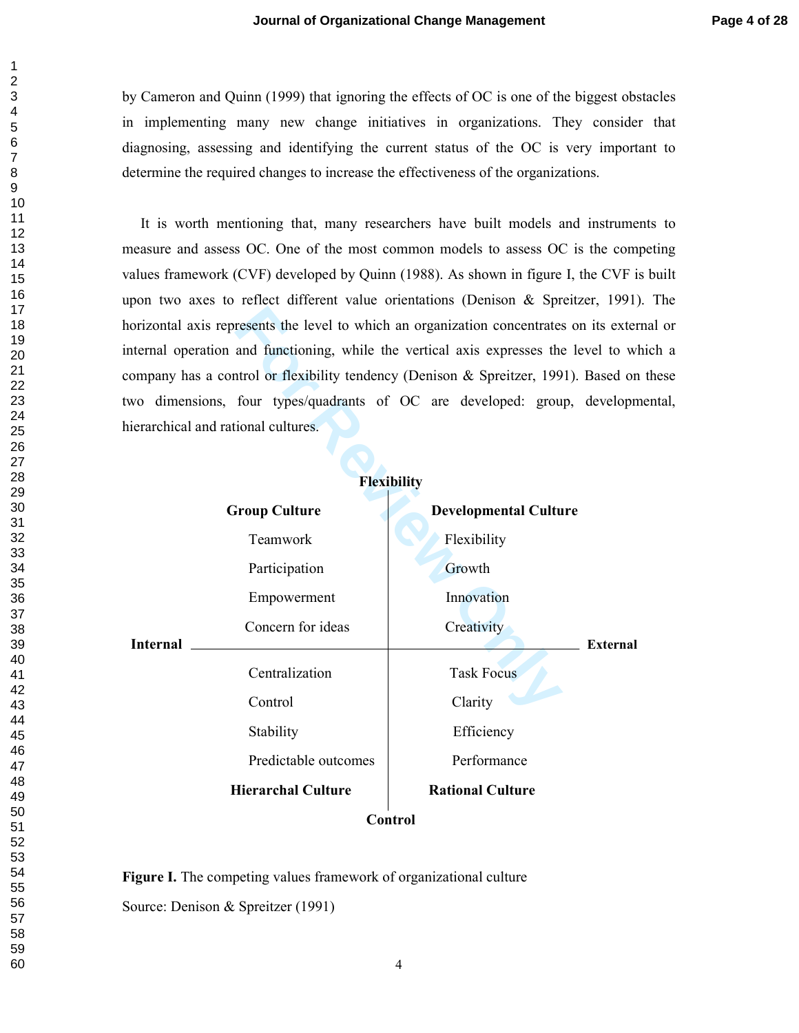by Cameron and Quinn (1999) that ignoring the effects of OC is one of the biggest obstacles in implementing many new change initiatives in organizations. They consider that diagnosing, assessing and identifying the current status of the OC is very important to determine the required changes to increase the effectiveness of the organizations.

It is worth mentioning that, many researchers have built models and instruments to measure and assess OC. One of the most common models to assess OC is the competing values framework (CVF) developed by Quinn (1988). As shown in figure I, the CVF is built upon two axes to reflect different value orientations (Denison & Spreitzer, 1991). The horizontal axis represents the level to which an organization concentrates on its external or internal operation and functioning, while the vertical axis expresses the level to which a company has a control or flexibility tendency (Denison & Spreitzer, 1991). Based on these two dimensions, four types/quadrants of OC are developed: group, developmental, hierarchical and rational cultures.

**Flexibility**

| **Group Culture** | **Developmental Culture** |
|---|---|
| Teamwork | Flexibility |
| Participation | Growth |
| Empowerment | Innovation |
| Concern for ideas | Creativity |

**Internal** ——— **External**

| | |
|---|---|
| Centralization | Task Focus |
| Control | Clarity |
| Stability | Efficiency |
| Predictable outcomes | Performance |
| **Hierarchal Culture** | **Rational Culture** |

**Control**

**Figure I.** The competing values framework of organizational culture

Source: Denison & Spreitzer (1991)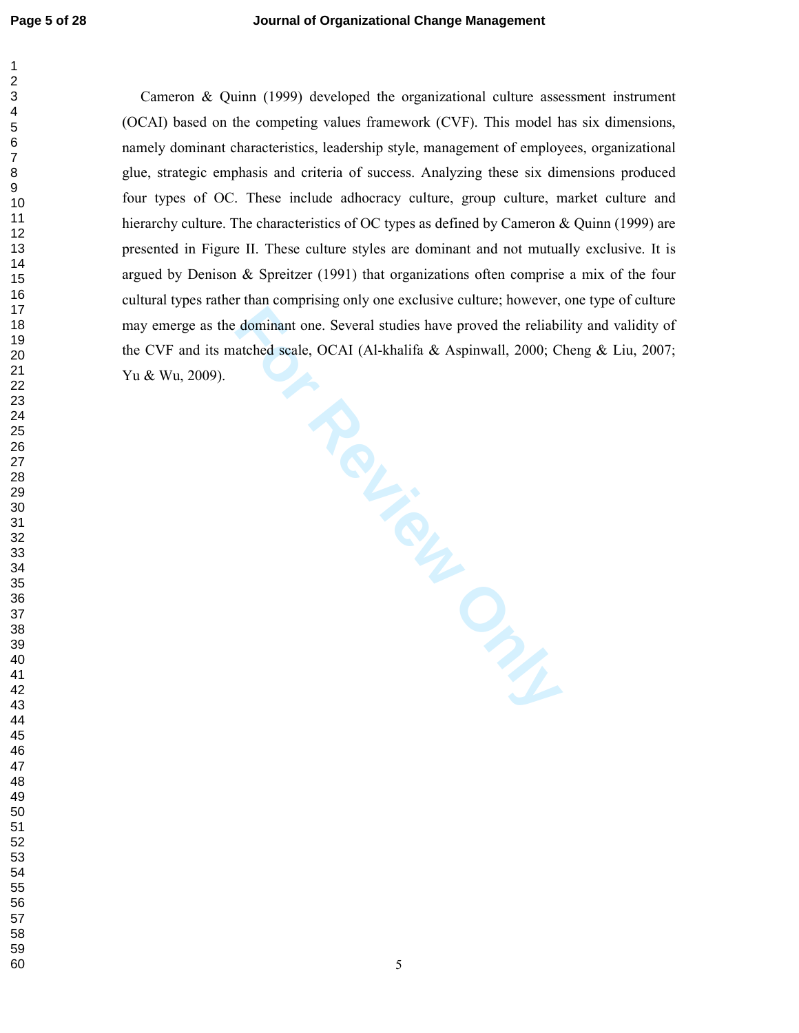Cameron & Quinn (1999) developed the organizational culture assessment instrument (OCAI) based on the competing values framework (CVF). This model has six dimensions, namely dominant characteristics, leadership style, management of employees, organizational glue, strategic emphasis and criteria of success. Analyzing these six dimensions produced four types of OC. These include adhocracy culture, group culture, market culture and hierarchy culture. The characteristics of OC types as defined by Cameron & Quinn (1999) are presented in Figure II. These culture styles are dominant and not mutually exclusive. It is argued by Denison & Spreitzer (1991) that organizations often comprise a mix of the four cultural types rather than comprising only one exclusive culture; however, one type of culture may emerge as the dominant one. Several studies have proved the reliability and validity of the CVF and its matched scale, OCAI (Al-khalifa & Aspinwall, 2000; Cheng & Liu, 2007; Yu & Wu, 2009).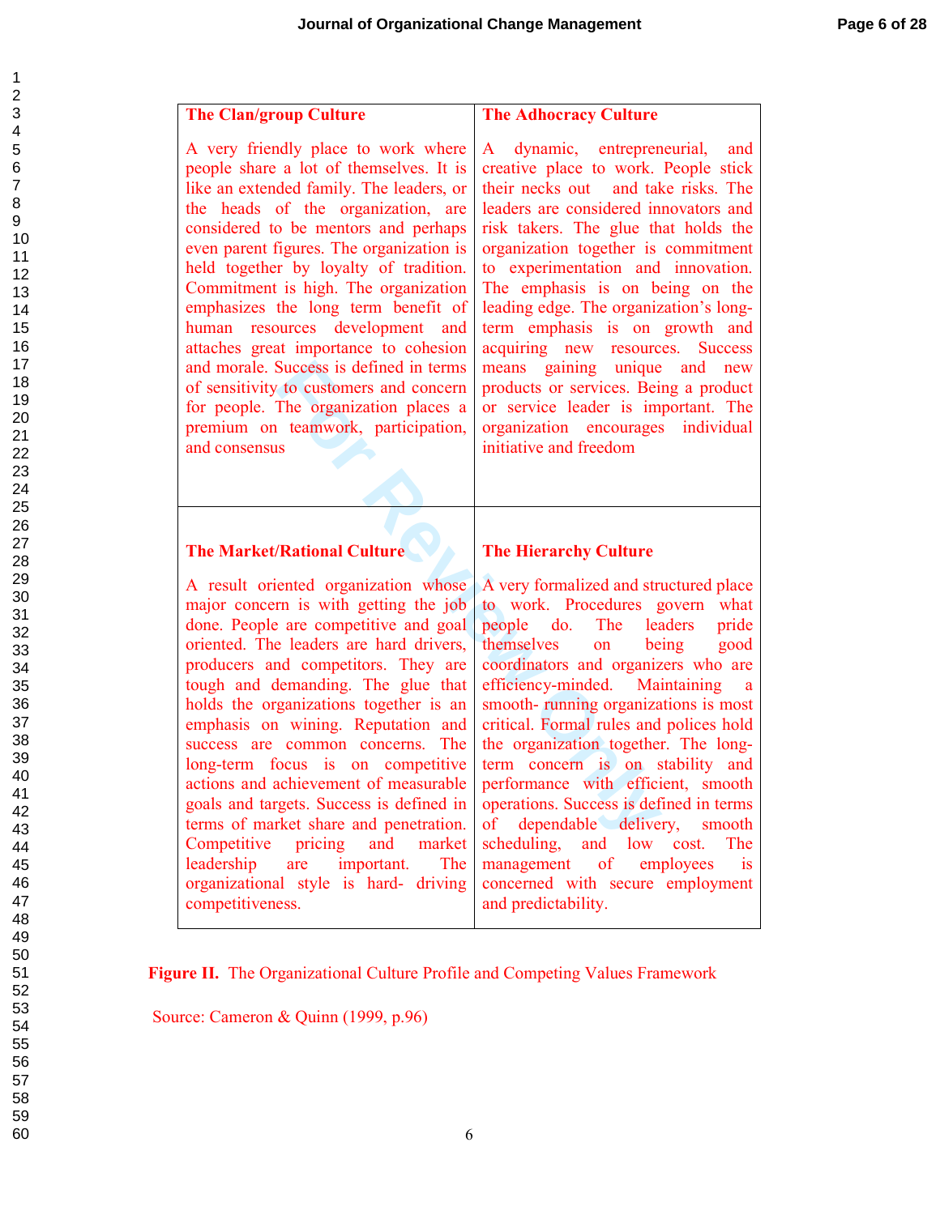| **The Clan/group Culture** | **The Adhocracy Culture** |
|---|---|
| A very friendly place to work where people share a lot of themselves. It is like an extended family. The leaders, or the heads of the organization, are considered to be mentors and perhaps even parent figures. The organization is held together by loyalty of tradition. Commitment is high. The organization emphasizes the long term benefit of human resources development and attaches great importance to cohesion and morale. Success is defined in terms of sensitivity to customers and concern for people. The organization places a premium on teamwork, participation, and consensus | A dynamic, entrepreneurial, and creative place to work. People stick their necks out and take risks. The leaders are considered innovators and risk takers. The glue that holds the organization together is commitment to experimentation and innovation. The emphasis is on being on the leading edge. The organization's long-term emphasis is on growth and acquiring new resources. Success means gaining unique and new products or services. Being a product or service leader is important. The organization encourages individual initiative and freedom |
| **The Market/Rational Culture** | **The Hierarchy Culture** |
| A result oriented organization whose major concern is with getting the job done. People are competitive and goal oriented. The leaders are hard drivers, producers and competitors. They are tough and demanding. The glue that holds the organizations together is an emphasis on wining. Reputation and success are common concerns. The long-term focus is on competitive actions and achievement of measurable goals and targets. Success is defined in terms of market share and penetration. Competitive pricing and market leadership are important. The organizational style is hard- driving competitiveness. | A very formalized and structured place to work. Procedures govern what people do. The leaders pride themselves on being good coordinators and organizers who are efficiency-minded. Maintaining a smooth- running organizations is most critical. Formal rules and polices hold the organization together. The long-term concern is on stability and performance with efficient, smooth operations. Success is defined in terms of dependable delivery, smooth scheduling, and low cost. The management of employees is concerned with secure employment and predictability. |

**Figure II.** The Organizational Culture Profile and Competing Values Framework

Source: Cameron & Quinn (1999, p.96)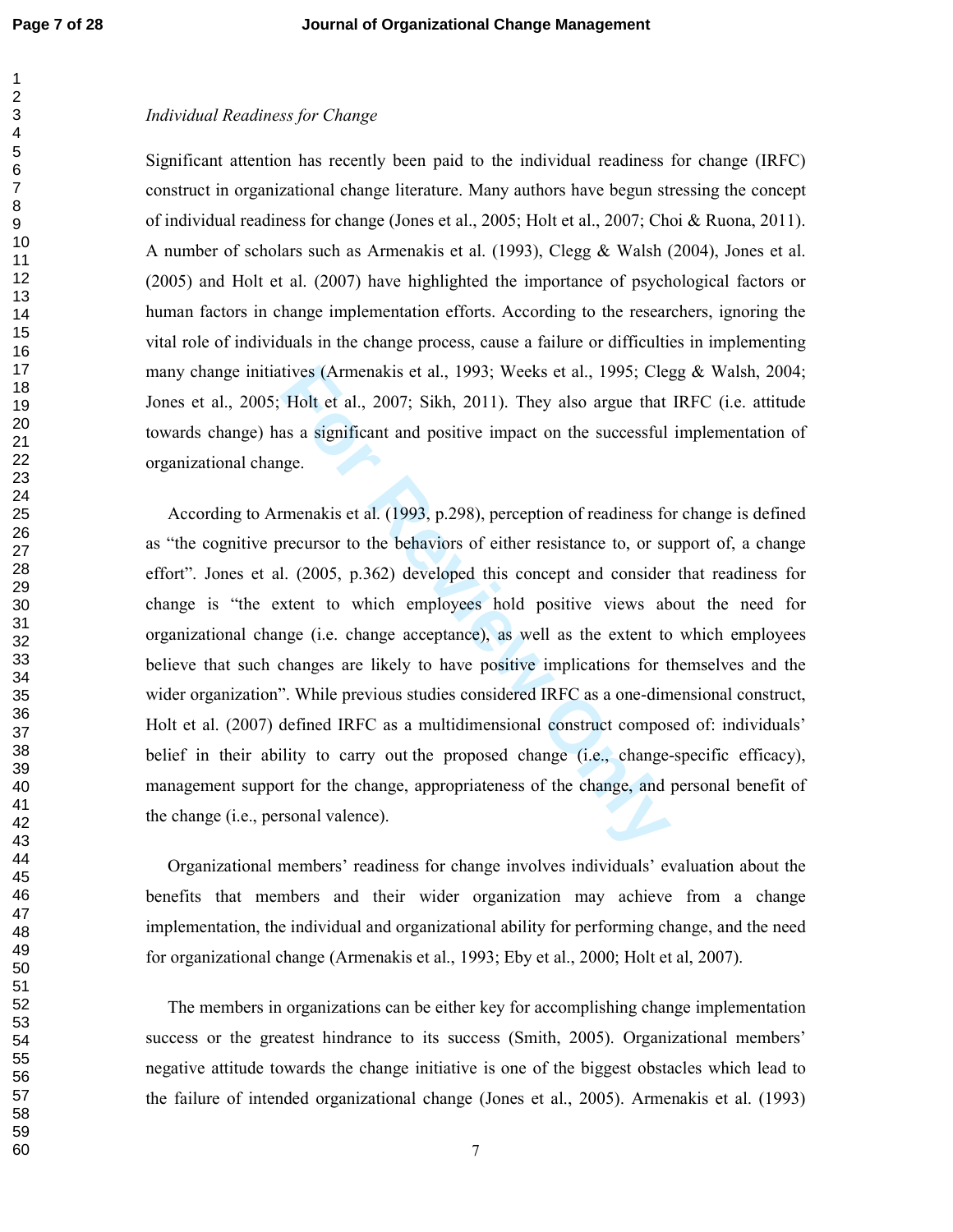*Individual Readiness for Change*

Significant attention has recently been paid to the individual readiness for change (IRFC) construct in organizational change literature. Many authors have begun stressing the concept of individual readiness for change (Jones et al., 2005; Holt et al., 2007; Choi & Ruona, 2011). A number of scholars such as Armenakis et al. (1993), Clegg & Walsh (2004), Jones et al. (2005) and Holt et al. (2007) have highlighted the importance of psychological factors or human factors in change implementation efforts. According to the researchers, ignoring the vital role of individuals in the change process, cause a failure or difficulties in implementing many change initiatives (Armenakis et al., 1993; Weeks et al., 1995; Clegg & Walsh, 2004; Jones et al., 2005; Holt et al., 2007; Sikh, 2011). They also argue that IRFC (i.e. attitude towards change) has a significant and positive impact on the successful implementation of organizational change.

According to Armenakis et al. (1993, p.298), perception of readiness for change is defined as "the cognitive precursor to the behaviors of either resistance to, or support of, a change effort". Jones et al. (2005, p.362) developed this concept and consider that readiness for change is "the extent to which employees hold positive views about the need for organizational change (i.e. change acceptance), as well as the extent to which employees believe that such changes are likely to have positive implications for themselves and the wider organization". While previous studies considered IRFC as a one-dimensional construct, Holt et al. (2007) defined IRFC as a multidimensional construct composed of: individuals' belief in their ability to carry out the proposed change (i.e., change-specific efficacy), management support for the change, appropriateness of the change, and personal benefit of the change (i.e., personal valence).

Organizational members' readiness for change involves individuals' evaluation about the benefits that members and their wider organization may achieve from a change implementation, the individual and organizational ability for performing change, and the need for organizational change (Armenakis et al., 1993; Eby et al., 2000; Holt et al, 2007).

The members in organizations can be either key for accomplishing change implementation success or the greatest hindrance to its success (Smith, 2005). Organizational members' negative attitude towards the change initiative is one of the biggest obstacles which lead to the failure of intended organizational change (Jones et al., 2005). Armenakis et al. (1993)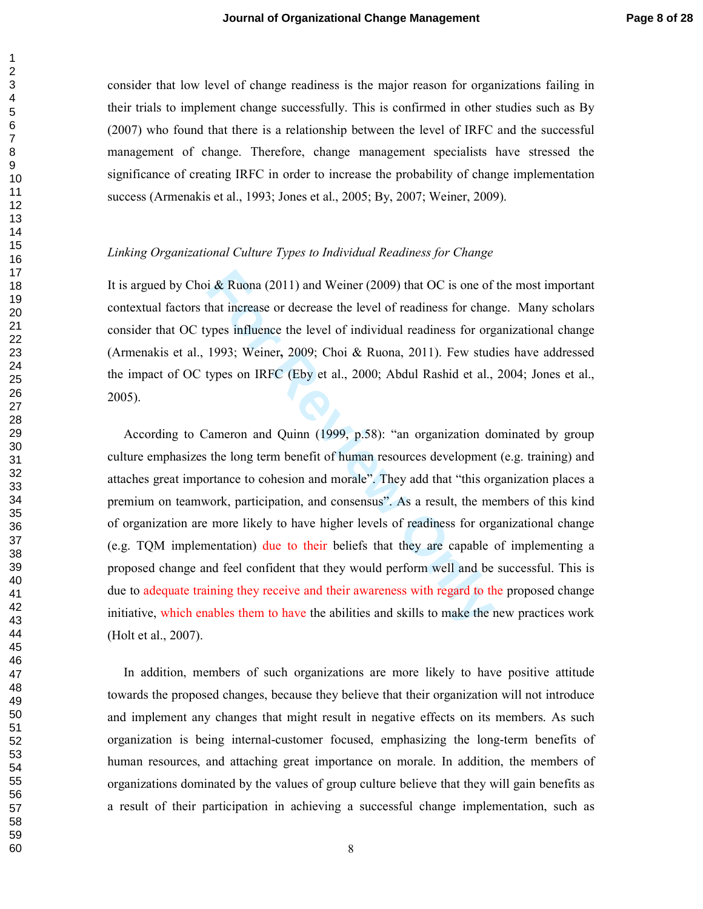consider that low level of change readiness is the major reason for organizations failing in their trials to implement change successfully. This is confirmed in other studies such as By (2007) who found that there is a relationship between the level of IRFC and the successful management of change. Therefore, change management specialists have stressed the significance of creating IRFC in order to increase the probability of change implementation success (Armenakis et al., 1993; Jones et al., 2005; By, 2007; Weiner, 2009).

*Linking Organizational Culture Types to Individual Readiness for Change*

It is argued by Choi & Ruona (2011) and Weiner (2009) that OC is one of the most important contextual factors that increase or decrease the level of readiness for change. Many scholars consider that OC types influence the level of individual readiness for organizational change (Armenakis et al., 1993; Weiner**,** 2009; Choi & Ruona, 2011). Few studies have addressed the impact of OC types on IRFC (Eby et al., 2000; Abdul Rashid et al., 2004; Jones et al., 2005).

According to Cameron and Quinn (1999, p.58): "an organization dominated by group culture emphasizes the long term benefit of human resources development (e.g. training) and attaches great importance to cohesion and morale". They add that "this organization places a premium on teamwork, participation, and consensus". As a result, the members of this kind of organization are more likely to have higher levels of readiness for organizational change (e.g. TQM implementation) due to their beliefs that they are capable of implementing a proposed change and feel confident that they would perform well and be successful. This is due to adequate training they receive and their awareness with regard to the proposed change initiative, which enables them to have the abilities and skills to make the new practices work (Holt et al., 2007).

In addition, members of such organizations are more likely to have positive attitude towards the proposed changes, because they believe that their organization will not introduce and implement any changes that might result in negative effects on its members. As such organization is being internal-customer focused, emphasizing the long-term benefits of human resources, and attaching great importance on morale. In addition, the members of organizations dominated by the values of group culture believe that they will gain benefits as a result of their participation in achieving a successful change implementation, such as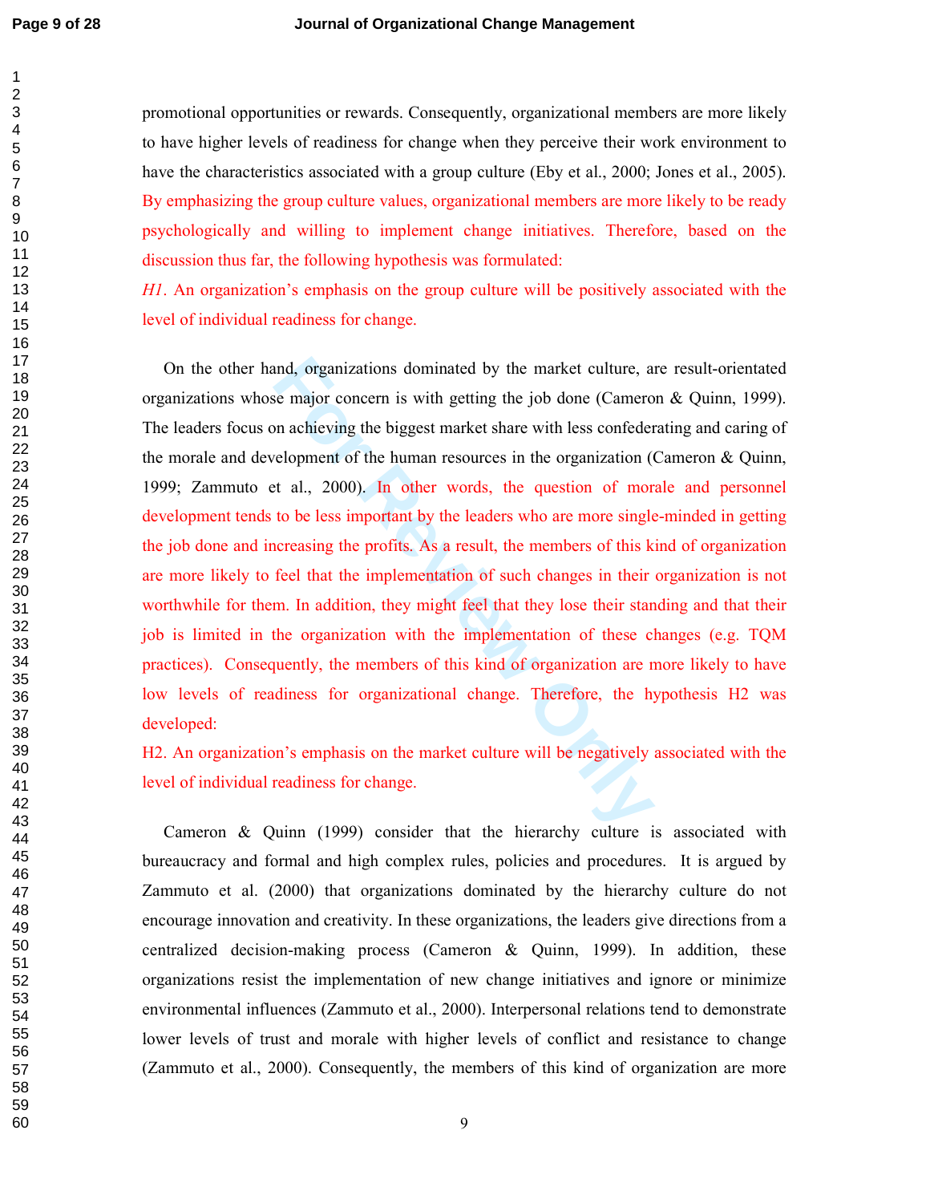promotional opportunities or rewards. Consequently, organizational members are more likely to have higher levels of readiness for change when they perceive their work environment to have the characteristics associated with a group culture (Eby et al., 2000; Jones et al., 2005). By emphasizing the group culture values, organizational members are more likely to be ready psychologically and willing to implement change initiatives. Therefore, based on the discussion thus far, the following hypothesis was formulated:

*H1*. An organization's emphasis on the group culture will be positively associated with the level of individual readiness for change.

On the other hand, organizations dominated by the market culture, are result-orientated organizations whose major concern is with getting the job done (Cameron & Quinn, 1999). The leaders focus on achieving the biggest market share with less confederating and caring of the morale and development of the human resources in the organization (Cameron & Quinn, 1999; Zammuto et al., 2000). In other words, the question of morale and personnel development tends to be less important by the leaders who are more single-minded in getting the job done and increasing the profits. As a result, the members of this kind of organization are more likely to feel that the implementation of such changes in their organization is not worthwhile for them. In addition, they might feel that they lose their standing and that their job is limited in the organization with the implementation of these changes (e.g. TQM practices). Consequently, the members of this kind of organization are more likely to have low levels of readiness for organizational change. Therefore, the hypothesis H2 was developed:

H2. An organization's emphasis on the market culture will be negatively associated with the level of individual readiness for change.

Cameron & Quinn (1999) consider that the hierarchy culture is associated with bureaucracy and formal and high complex rules, policies and procedures. It is argued by Zammuto et al. (2000) that organizations dominated by the hierarchy culture do not encourage innovation and creativity. In these organizations, the leaders give directions from a centralized decision-making process (Cameron & Quinn, 1999). In addition, these organizations resist the implementation of new change initiatives and ignore or minimize environmental influences (Zammuto et al., 2000). Interpersonal relations tend to demonstrate lower levels of trust and morale with higher levels of conflict and resistance to change (Zammuto et al., 2000). Consequently, the members of this kind of organization are more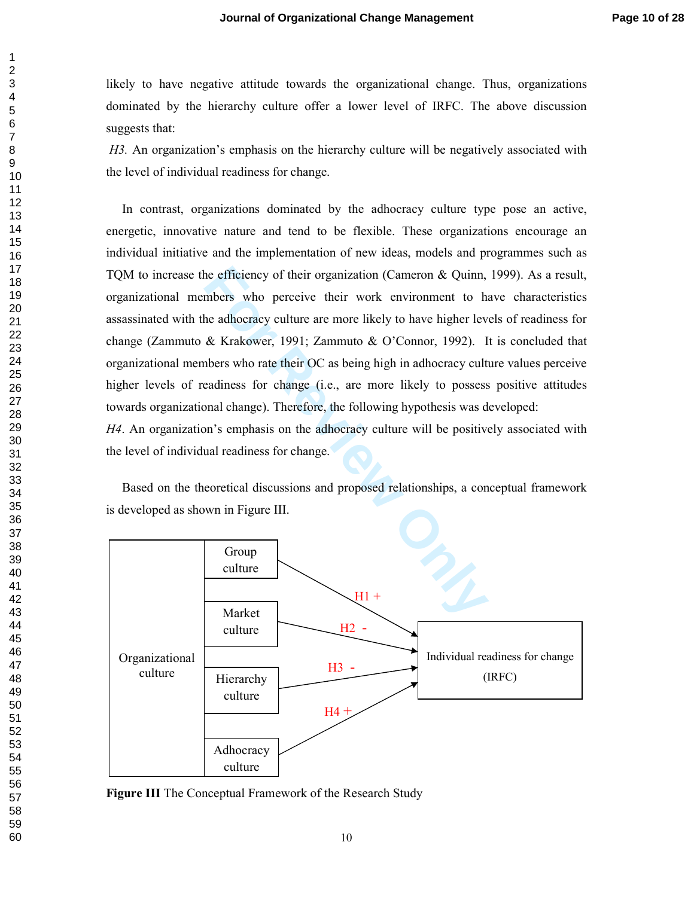likely to have negative attitude towards the organizational change. Thus, organizations dominated by the hierarchy culture offer a lower level of IRFC. The above discussion suggests that:

*H3.* An organization's emphasis on the hierarchy culture will be negatively associated with the level of individual readiness for change.

In contrast, organizations dominated by the adhocracy culture type pose an active, energetic, innovative nature and tend to be flexible. These organizations encourage an individual initiative and the implementation of new ideas, models and programmes such as TQM to increase the efficiency of their organization (Cameron & Quinn, 1999). As a result, organizational members who perceive their work environment to have characteristics assassinated with the adhocracy culture are more likely to have higher levels of readiness for change (Zammuto & Krakower, 1991; Zammuto & O'Connor, 1992). It is concluded that organizational members who rate their OC as being high in adhocracy culture values perceive higher levels of readiness for change (i.e., are more likely to possess positive attitudes towards organizational change). Therefore, the following hypothesis was developed:

*H4*. An organization's emphasis on the adhocracy culture will be positively associated with the level of individual readiness for change.

Based on the theoretical discussions and proposed relationships, a conceptual framework is developed as shown in Figure III.

Organizational culture: Group culture (H1 +), Market culture (H2 -), Hierarchy culture (H3 -), Adhocracy culture (H4 +) → Individual readiness for change (IRFC)

**Figure III** The Conceptual Framework of the Research Study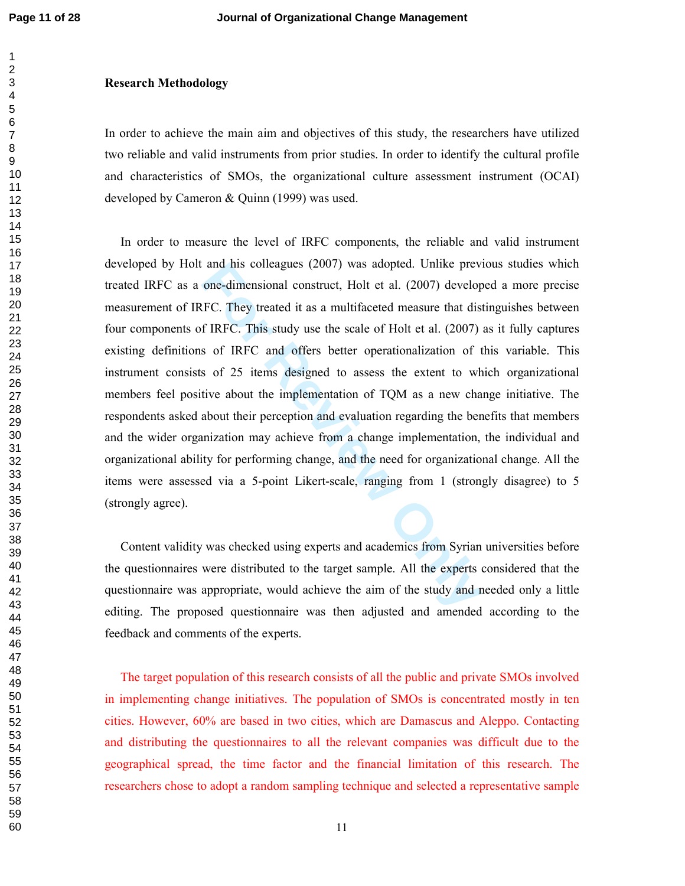**Research Methodology**

In order to achieve the main aim and objectives of this study, the researchers have utilized two reliable and valid instruments from prior studies. In order to identify the cultural profile and characteristics of SMOs, the organizational culture assessment instrument (OCAI) developed by Cameron & Quinn (1999) was used.

In order to measure the level of IRFC components, the reliable and valid instrument developed by Holt and his colleagues (2007) was adopted. Unlike previous studies which treated IRFC as a one-dimensional construct, Holt et al. (2007) developed a more precise measurement of IRFC. They treated it as a multifaceted measure that distinguishes between four components of IRFC. This study use the scale of Holt et al. (2007) as it fully captures existing definitions of IRFC and offers better operationalization of this variable. This instrument consists of 25 items designed to assess the extent to which organizational members feel positive about the implementation of TQM as a new change initiative. The respondents asked about their perception and evaluation regarding the benefits that members and the wider organization may achieve from a change implementation, the individual and organizational ability for performing change, and the need for organizational change. All the items were assessed via a 5-point Likert-scale, ranging from 1 (strongly disagree) to 5 (strongly agree).

Content validity was checked using experts and academics from Syrian universities before the questionnaires were distributed to the target sample. All the experts considered that the questionnaire was appropriate, would achieve the aim of the study and needed only a little editing. The proposed questionnaire was then adjusted and amended according to the feedback and comments of the experts.

The target population of this research consists of all the public and private SMOs involved in implementing change initiatives. The population of SMOs is concentrated mostly in ten cities. However, 60% are based in two cities, which are Damascus and Aleppo. Contacting and distributing the questionnaires to all the relevant companies was difficult due to the geographical spread, the time factor and the financial limitation of this research. The researchers chose to adopt a random sampling technique and selected a representative sample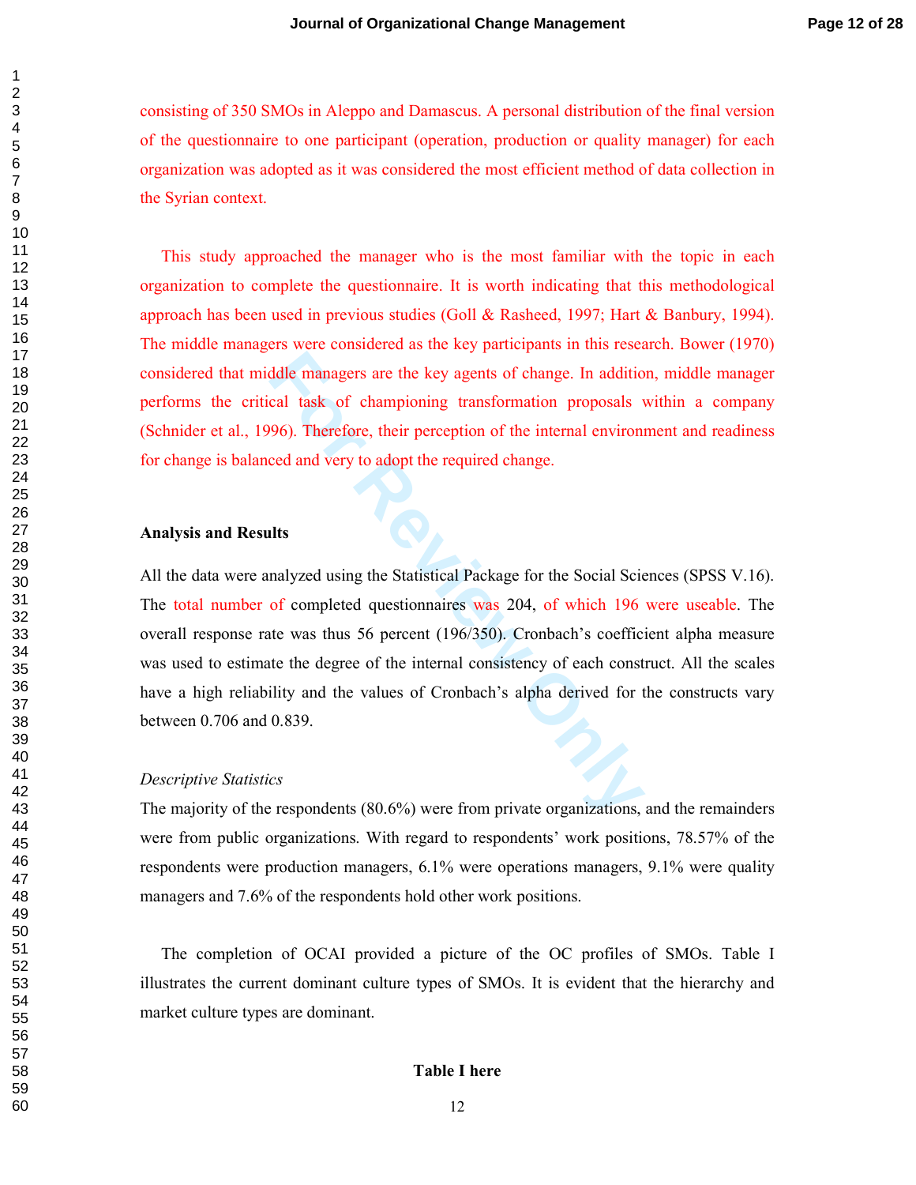consisting of 350 SMOs in Aleppo and Damascus. A personal distribution of the final version of the questionnaire to one participant (operation, production or quality manager) for each organization was adopted as it was considered the most efficient method of data collection in the Syrian context.

This study approached the manager who is the most familiar with the topic in each organization to complete the questionnaire. It is worth indicating that this methodological approach has been used in previous studies (Goll & Rasheed, 1997; Hart & Banbury, 1994). The middle managers were considered as the key participants in this research. Bower (1970) considered that middle managers are the key agents of change. In addition, middle manager performs the critical task of championing transformation proposals within a company (Schnider et al., 1996). Therefore, their perception of the internal environment and readiness for change is balanced and very to adopt the required change.

## Analysis and Results

All the data were analyzed using the Statistical Package for the Social Sciences (SPSS V.16). The total number of completed questionnaires was 204, of which 196 were useable. The overall response rate was thus 56 percent (196/350). Cronbach's coefficient alpha measure was used to estimate the degree of the internal consistency of each construct. All the scales have a high reliability and the values of Cronbach's alpha derived for the constructs vary between 0.706 and 0.839.

### *Descriptive Statistics*

The majority of the respondents (80.6%) were from private organizations, and the remainders were from public organizations. With regard to respondents' work positions, 78.57% of the respondents were production managers, 6.1% were operations managers, 9.1% were quality managers and 7.6% of the respondents hold other work positions.

The completion of OCAI provided a picture of the OC profiles of SMOs. Table I illustrates the current dominant culture types of SMOs. It is evident that the hierarchy and market culture types are dominant.

**Table I here**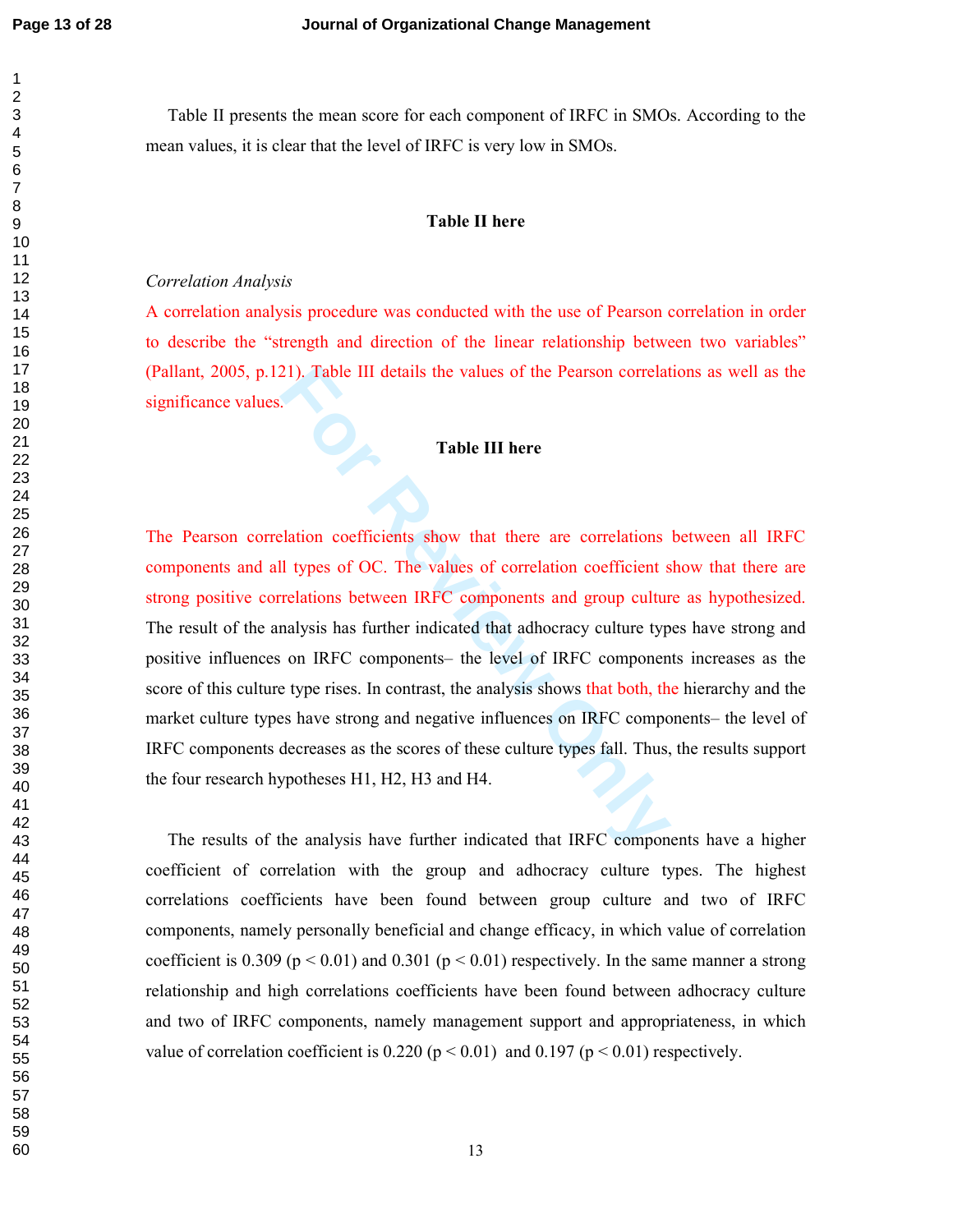Table II presents the mean score for each component of IRFC in SMOs. According to the mean values, it is clear that the level of IRFC is very low in SMOs.

**Table II here**

*Correlation Analysis*

A correlation analysis procedure was conducted with the use of Pearson correlation in order to describe the "strength and direction of the linear relationship between two variables" (Pallant, 2005, p.121). Table III details the values of the Pearson correlations as well as the significance values.

**Table III here**

The Pearson correlation coefficients show that there are correlations between all IRFC components and all types of OC. The values of correlation coefficient show that there are strong positive correlations between IRFC components and group culture as hypothesized. The result of the analysis has further indicated that adhocracy culture types have strong and positive influences on IRFC components– the level of IRFC components increases as the score of this culture type rises. In contrast, the analysis shows that both, the hierarchy and the market culture types have strong and negative influences on IRFC components– the level of IRFC components decreases as the scores of these culture types fall. Thus, the results support the four research hypotheses H1, H2, H3 and H4.

The results of the analysis have further indicated that IRFC components have a higher coefficient of correlation with the group and adhocracy culture types. The highest correlations coefficients have been found between group culture and two of IRFC components, namely personally beneficial and change efficacy, in which value of correlation coefficient is 0.309 ($p < 0.01$) and 0.301 ($p < 0.01$) respectively. In the same manner a strong relationship and high correlations coefficients have been found between adhocracy culture and two of IRFC components, namely management support and appropriateness, in which value of correlation coefficient is 0.220 ($p < 0.01$) and 0.197 ($p < 0.01$) respectively.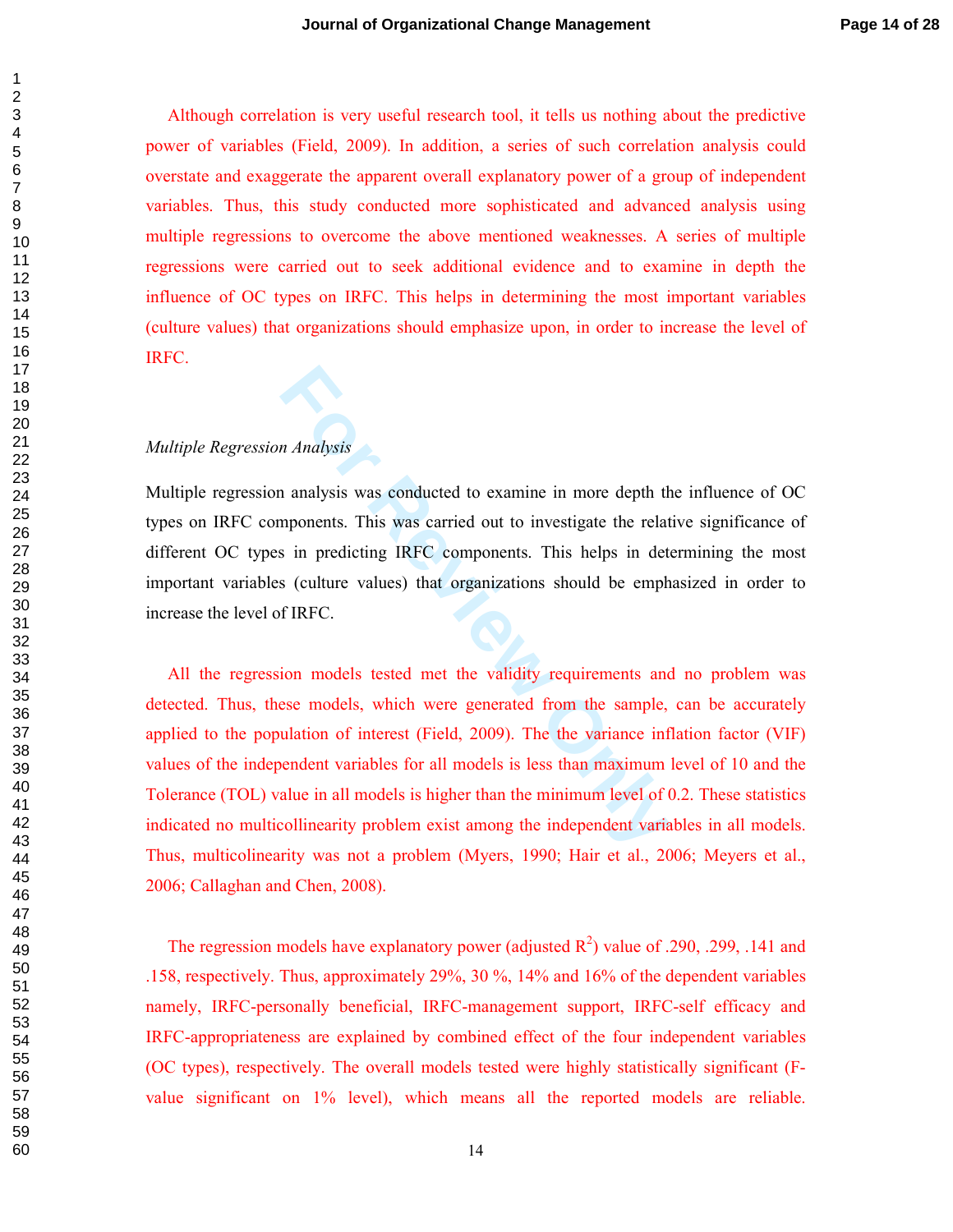Although correlation is very useful research tool, it tells us nothing about the predictive power of variables (Field, 2009). In addition, a series of such correlation analysis could overstate and exaggerate the apparent overall explanatory power of a group of independent variables. Thus, this study conducted more sophisticated and advanced analysis using multiple regressions to overcome the above mentioned weaknesses. A series of multiple regressions were carried out to seek additional evidence and to examine in depth the influence of OC types on IRFC. This helps in determining the most important variables (culture values) that organizations should emphasize upon, in order to increase the level of IRFC.

*Multiple Regression Analysis*

Multiple regression analysis was conducted to examine in more depth the influence of OC types on IRFC components. This was carried out to investigate the relative significance of different OC types in predicting IRFC components. This helps in determining the most important variables (culture values) that organizations should be emphasized in order to increase the level of IRFC.

All the regression models tested met the validity requirements and no problem was detected. Thus, these models, which were generated from the sample, can be accurately applied to the population of interest (Field, 2009). The the variance inflation factor (VIF) values of the independent variables for all models is less than maximum level of 10 and the Tolerance (TOL) value in all models is higher than the minimum level of 0.2. These statistics indicated no multicollinearity problem exist among the independent variables in all models. Thus, multicolinearity was not a problem (Myers, 1990; Hair et al., 2006; Meyers et al., 2006; Callaghan and Chen, 2008).

The regression models have explanatory power (adjusted $R^2$) value of .290, .299, .141 and .158, respectively. Thus, approximately 29%, 30 %, 14% and 16% of the dependent variables namely, IRFC-personally beneficial, IRFC-management support, IRFC-self efficacy and IRFC-appropriateness are explained by combined effect of the four independent variables (OC types), respectively. The overall models tested were highly statistically significant (F-value significant on 1% level), which means all the reported models are reliable.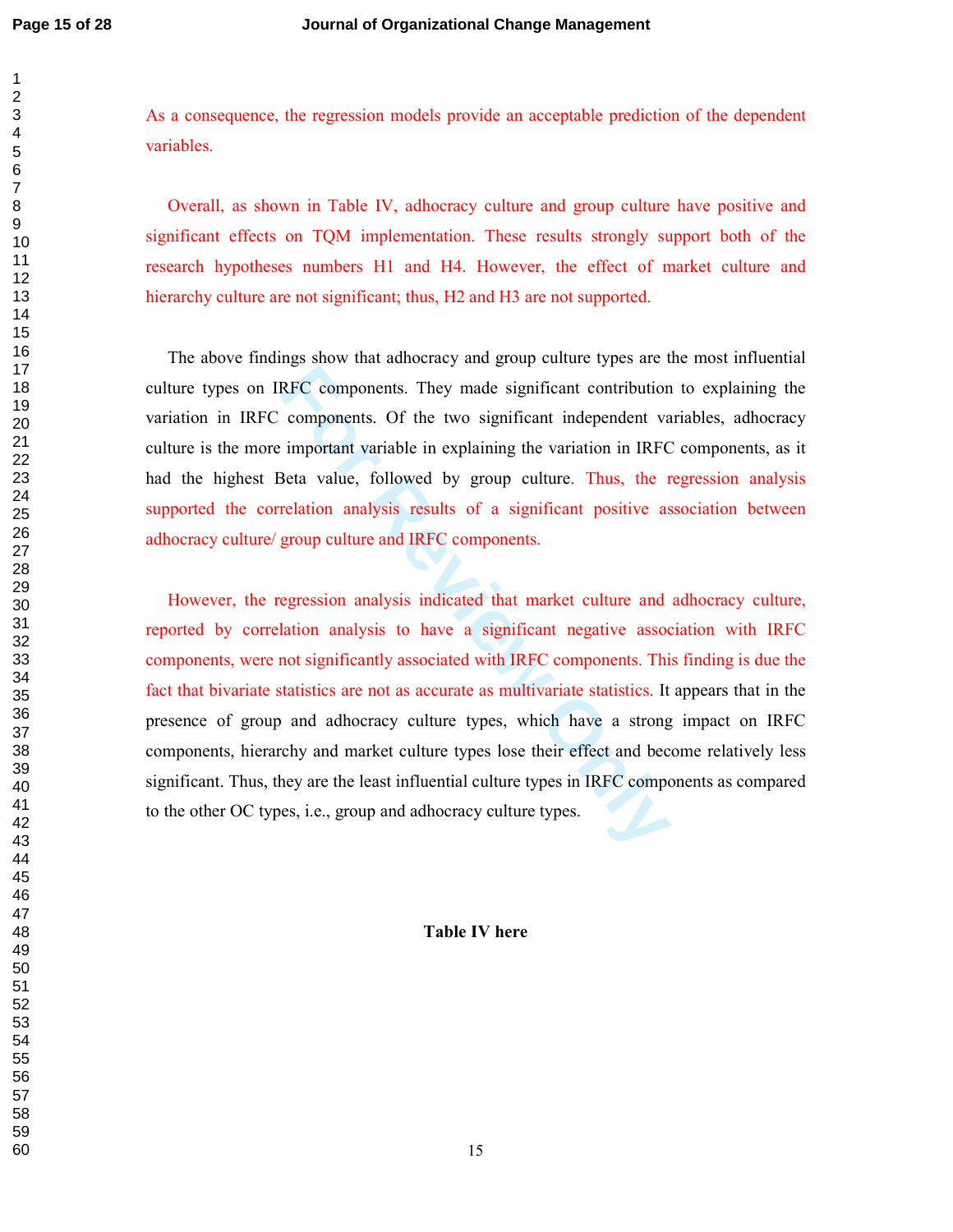As a consequence, the regression models provide an acceptable prediction of the dependent variables.

Overall, as shown in Table IV, adhocracy culture and group culture have positive and significant effects on TQM implementation. These results strongly support both of the research hypotheses numbers H1 and H4. However, the effect of market culture and hierarchy culture are not significant; thus, H2 and H3 are not supported.

The above findings show that adhocracy and group culture types are the most influential culture types on IRFC components. They made significant contribution to explaining the variation in IRFC components. Of the two significant independent variables, adhocracy culture is the more important variable in explaining the variation in IRFC components, as it had the highest Beta value, followed by group culture. Thus, the regression analysis supported the correlation analysis results of a significant positive association between adhocracy culture/ group culture and IRFC components.

However, the regression analysis indicated that market culture and adhocracy culture, reported by correlation analysis to have a significant negative association with IRFC components, were not significantly associated with IRFC components. This finding is due the fact that bivariate statistics are not as accurate as multivariate statistics. It appears that in the presence of group and adhocracy culture types, which have a strong impact on IRFC components, hierarchy and market culture types lose their effect and become relatively less significant. Thus, they are the least influential culture types in IRFC components as compared to the other OC types, i.e., group and adhocracy culture types.

**Table IV here**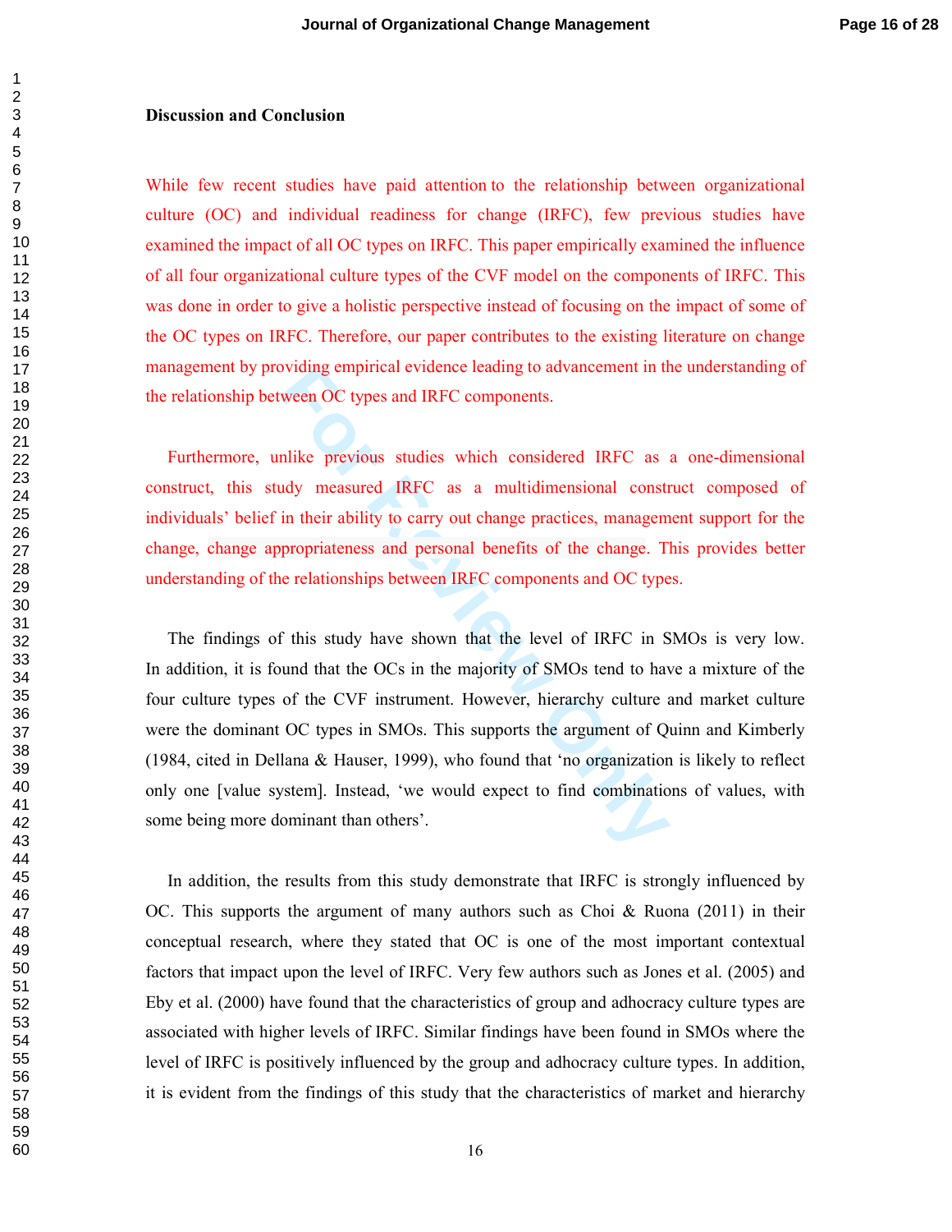**Discussion and Conclusion**

While few recent studies have paid attention to the relationship between organizational culture (OC) and individual readiness for change (IRFC), few previous studies have examined the impact of all OC types on IRFC. This paper empirically examined the influence of all four organizational culture types of the CVF model on the components of IRFC. This was done in order to give a holistic perspective instead of focusing on the impact of some of the OC types on IRFC. Therefore, our paper contributes to the existing literature on change management by providing empirical evidence leading to advancement in the understanding of the relationship between OC types and IRFC components.

Furthermore, unlike previous studies which considered IRFC as a one-dimensional construct, this study measured IRFC as a multidimensional construct composed of individuals' belief in their ability to carry out change practices, management support for the change, change appropriateness and personal benefits of the change. This provides better understanding of the relationships between IRFC components and OC types.

The findings of this study have shown that the level of IRFC in SMOs is very low. In addition, it is found that the OCs in the majority of SMOs tend to have a mixture of the four culture types of the CVF instrument. However, hierarchy culture and market culture were the dominant OC types in SMOs. This supports the argument of Quinn and Kimberly (1984, cited in Dellana & Hauser, 1999), who found that 'no organization is likely to reflect only one [value system]. Instead, 'we would expect to find combinations of values, with some being more dominant than others'.

In addition, the results from this study demonstrate that IRFC is strongly influenced by OC. This supports the argument of many authors such as Choi & Ruona (2011) in their conceptual research, where they stated that OC is one of the most important contextual factors that impact upon the level of IRFC. Very few authors such as Jones et al. (2005) and Eby et al. (2000) have found that the characteristics of group and adhocracy culture types are associated with higher levels of IRFC. Similar findings have been found in SMOs where the level of IRFC is positively influenced by the group and adhocracy culture types. In addition, it is evident from the findings of this study that the characteristics of market and hierarchy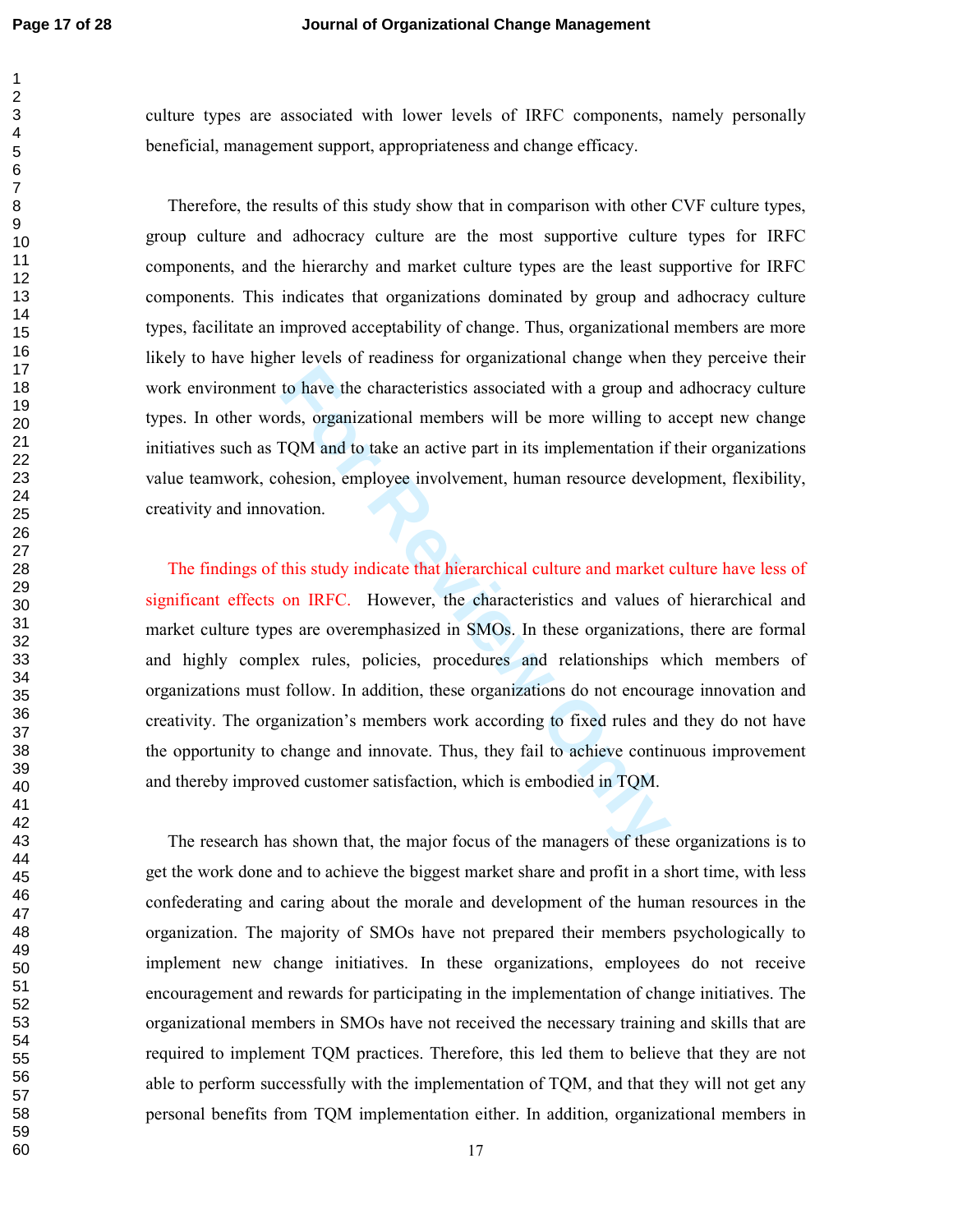culture types are associated with lower levels of IRFC components, namely personally beneficial, management support, appropriateness and change efficacy.

Therefore, the results of this study show that in comparison with other CVF culture types, group culture and adhocracy culture are the most supportive culture types for IRFC components, and the hierarchy and market culture types are the least supportive for IRFC components. This indicates that organizations dominated by group and adhocracy culture types, facilitate an improved acceptability of change. Thus, organizational members are more likely to have higher levels of readiness for organizational change when they perceive their work environment to have the characteristics associated with a group and adhocracy culture types. In other words, organizational members will be more willing to accept new change initiatives such as TQM and to take an active part in its implementation if their organizations value teamwork, cohesion, employee involvement, human resource development, flexibility, creativity and innovation.

The findings of this study indicate that hierarchical culture and market culture have less of significant effects on IRFC. However, the characteristics and values of hierarchical and market culture types are overemphasized in SMOs. In these organizations, there are formal and highly complex rules, policies, procedures and relationships which members of organizations must follow. In addition, these organizations do not encourage innovation and creativity. The organization's members work according to fixed rules and they do not have the opportunity to change and innovate. Thus, they fail to achieve continuous improvement and thereby improved customer satisfaction, which is embodied in TQM.

The research has shown that, the major focus of the managers of these organizations is to get the work done and to achieve the biggest market share and profit in a short time, with less confederating and caring about the morale and development of the human resources in the organization. The majority of SMOs have not prepared their members psychologically to implement new change initiatives. In these organizations, employees do not receive encouragement and rewards for participating in the implementation of change initiatives. The organizational members in SMOs have not received the necessary training and skills that are required to implement TQM practices. Therefore, this led them to believe that they are not able to perform successfully with the implementation of TQM, and that they will not get any personal benefits from TQM implementation either. In addition, organizational members in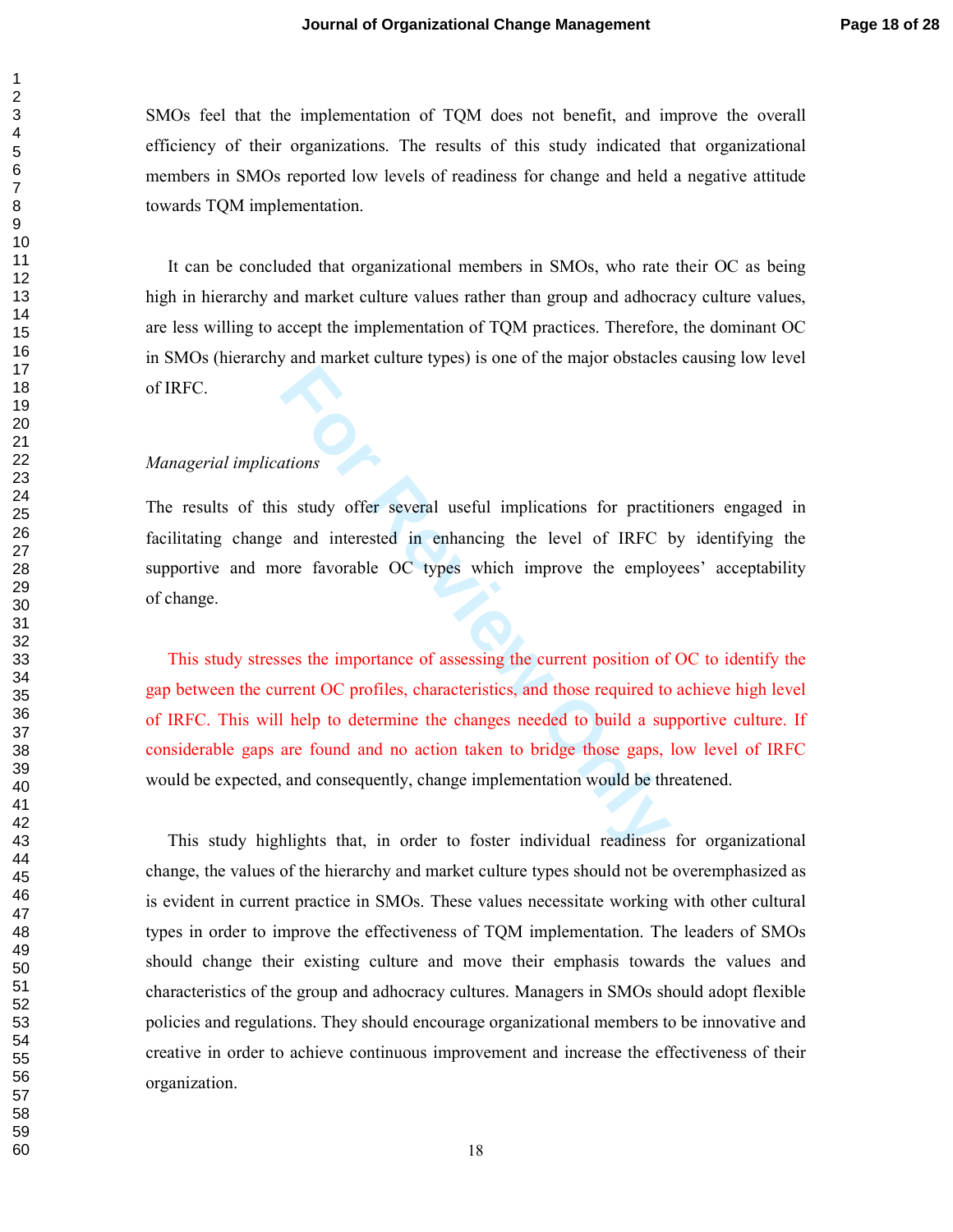SMOs feel that the implementation of TQM does not benefit, and improve the overall efficiency of their organizations. The results of this study indicated that organizational members in SMOs reported low levels of readiness for change and held a negative attitude towards TQM implementation.

It can be concluded that organizational members in SMOs, who rate their OC as being high in hierarchy and market culture values rather than group and adhocracy culture values, are less willing to accept the implementation of TQM practices. Therefore, the dominant OC in SMOs (hierarchy and market culture types) is one of the major obstacles causing low level of IRFC.

*Managerial implications*

The results of this study offer several useful implications for practitioners engaged in facilitating change and interested in enhancing the level of IRFC by identifying the supportive and more favorable OC types which improve the employees' acceptability of change.

This study stresses the importance of assessing the current position of OC to identify the gap between the current OC profiles, characteristics, and those required to achieve high level of IRFC. This will help to determine the changes needed to build a supportive culture. If considerable gaps are found and no action taken to bridge those gaps, low level of IRFC would be expected, and consequently, change implementation would be threatened.

This study highlights that, in order to foster individual readiness for organizational change, the values of the hierarchy and market culture types should not be overemphasized as is evident in current practice in SMOs. These values necessitate working with other cultural types in order to improve the effectiveness of TQM implementation. The leaders of SMOs should change their existing culture and move their emphasis towards the values and characteristics of the group and adhocracy cultures. Managers in SMOs should adopt flexible policies and regulations. They should encourage organizational members to be innovative and creative in order to achieve continuous improvement and increase the effectiveness of their organization.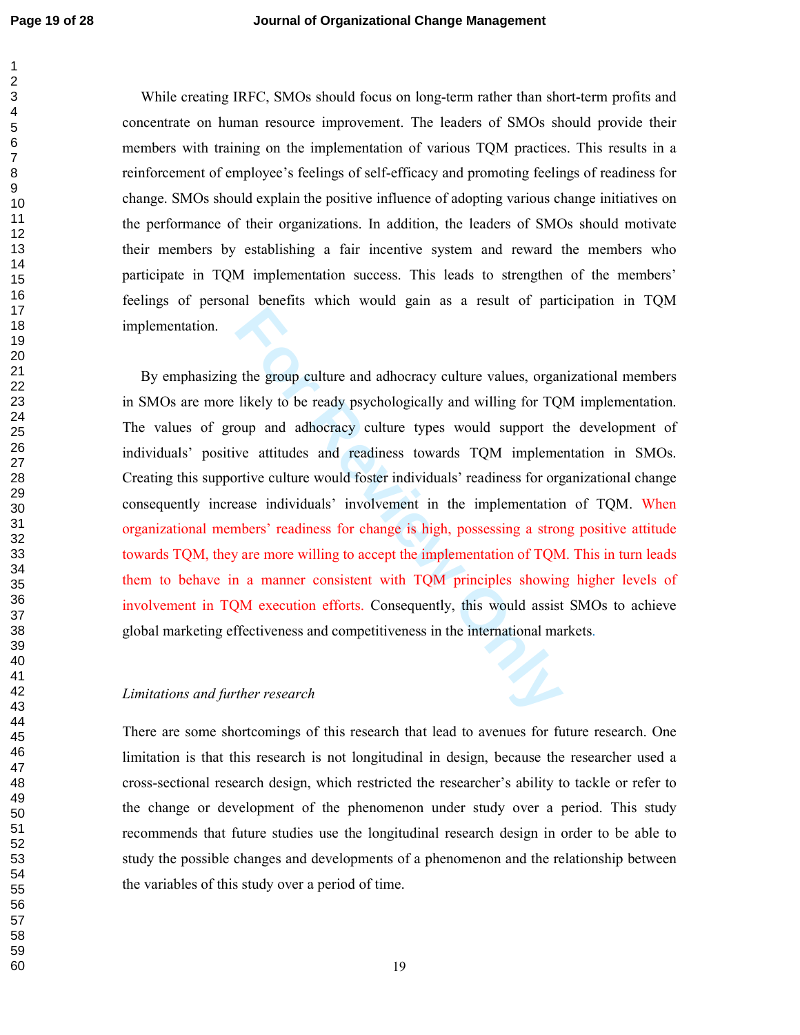While creating IRFC, SMOs should focus on long-term rather than short-term profits and concentrate on human resource improvement. The leaders of SMOs should provide their members with training on the implementation of various TQM practices. This results in a reinforcement of employee's feelings of self-efficacy and promoting feelings of readiness for change. SMOs should explain the positive influence of adopting various change initiatives on the performance of their organizations. In addition, the leaders of SMOs should motivate their members by establishing a fair incentive system and reward the members who participate in TQM implementation success. This leads to strengthen of the members' feelings of personal benefits which would gain as a result of participation in TQM implementation.

By emphasizing the group culture and adhocracy culture values, organizational members in SMOs are more likely to be ready psychologically and willing for TQM implementation. The values of group and adhocracy culture types would support the development of individuals' positive attitudes and readiness towards TQM implementation in SMOs. Creating this supportive culture would foster individuals' readiness for organizational change consequently increase individuals' involvement in the implementation of TQM. When organizational members' readiness for change is high, possessing a strong positive attitude towards TQM, they are more willing to accept the implementation of TQM. This in turn leads them to behave in a manner consistent with TQM principles showing higher levels of involvement in TQM execution efforts. Consequently, this would assist SMOs to achieve global marketing effectiveness and competitiveness in the international markets.

*Limitations and further research*

There are some shortcomings of this research that lead to avenues for future research. One limitation is that this research is not longitudinal in design, because the researcher used a cross-sectional research design, which restricted the researcher's ability to tackle or refer to the change or development of the phenomenon under study over a period. This study recommends that future studies use the longitudinal research design in order to be able to study the possible changes and developments of a phenomenon and the relationship between the variables of this study over a period of time.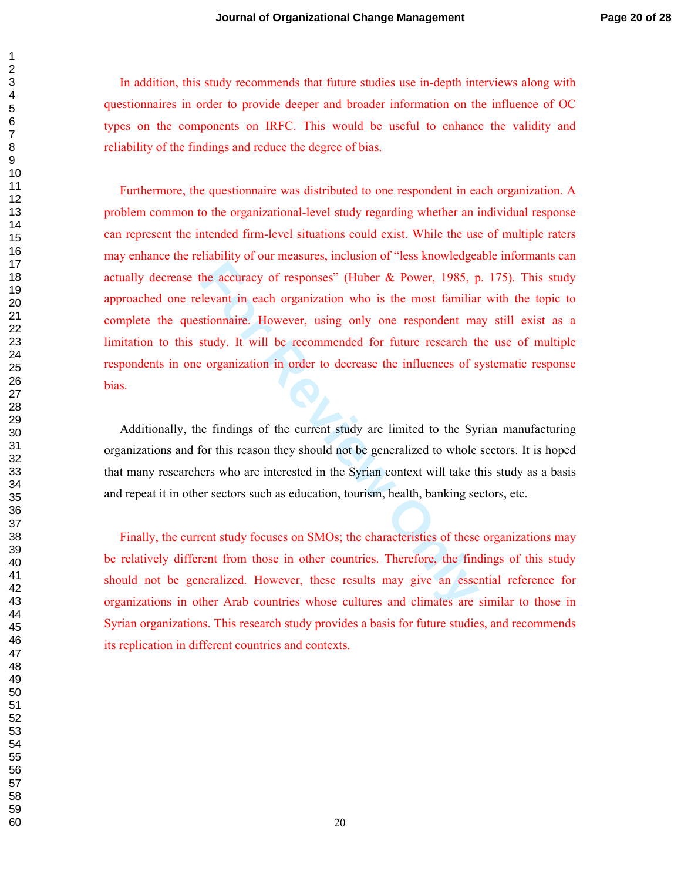In addition, this study recommends that future studies use in-depth interviews along with questionnaires in order to provide deeper and broader information on the influence of OC types on the components on IRFC. This would be useful to enhance the validity and reliability of the findings and reduce the degree of bias.

Furthermore, the questionnaire was distributed to one respondent in each organization. A problem common to the organizational-level study regarding whether an individual response can represent the intended firm-level situations could exist. While the use of multiple raters may enhance the reliability of our measures, inclusion of "less knowledgeable informants can actually decrease the accuracy of responses" (Huber & Power, 1985, p. 175). This study approached one relevant in each organization who is the most familiar with the topic to complete the questionnaire. However, using only one respondent may still exist as a limitation to this study. It will be recommended for future research the use of multiple respondents in one organization in order to decrease the influences of systematic response bias.

Additionally, the findings of the current study are limited to the Syrian manufacturing organizations and for this reason they should not be generalized to whole sectors. It is hoped that many researchers who are interested in the Syrian context will take this study as a basis and repeat it in other sectors such as education, tourism, health, banking sectors, etc.

Finally, the current study focuses on SMOs; the characteristics of these organizations may be relatively different from those in other countries. Therefore, the findings of this study should not be generalized. However, these results may give an essential reference for organizations in other Arab countries whose cultures and climates are similar to those in Syrian organizations. This research study provides a basis for future studies, and recommends its replication in different countries and contexts.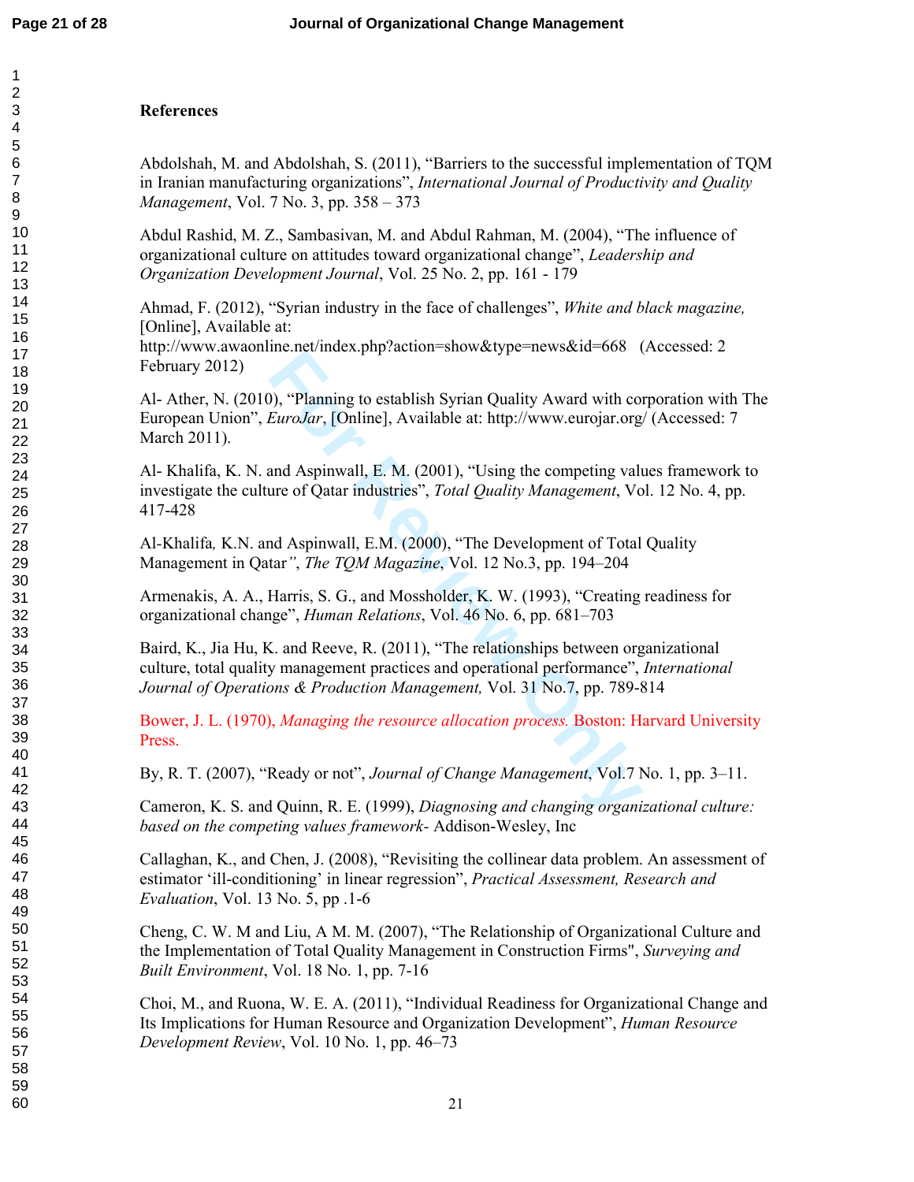**References**

Abdolshah, M. and Abdolshah, S. (2011), "Barriers to the successful implementation of TQM in Iranian manufacturing organizations", *International Journal of Productivity and Quality Management*, Vol. 7 No. 3, pp. 358 – 373

Abdul Rashid, M. Z., Sambasivan, M. and Abdul Rahman, M. (2004), "The influence of organizational culture on attitudes toward organizational change", *Leadership and Organization Development Journal*, Vol. 25 No. 2, pp. 161 - 179

Ahmad, F. (2012), "Syrian industry in the face of challenges", *White and black magazine,* [Online], Available at: http://www.awaonline.net/index.php?action=show&type=news&id=668 (Accessed: 2 February 2012)

Al- Ather, N. (2010), "Planning to establish Syrian Quality Award with corporation with The European Union", *EuroJar*, [Online], Available at: http://www.eurojar.org/ (Accessed: 7 March 2011).

Al- Khalifa, K. N. and Aspinwall, E. M. (2001), "Using the competing values framework to investigate the culture of Qatar industries", *Total Quality Management*, Vol. 12 No. 4, pp. 417-428

Al-Khalifa, K.N. and Aspinwall, E.M. (2000), "The Development of Total Quality Management in Qatar", *The TQM Magazine*, Vol. 12 No.3, pp. 194–204

Armenakis, A. A., Harris, S. G., and Mossholder, K. W. (1993), "Creating readiness for organizational change", *Human Relations*, Vol. 46 No. 6, pp. 681–703

Baird, K., Jia Hu, K. and Reeve, R. (2011), "The relationships between organizational culture, total quality management practices and operational performance", *International Journal of Operations & Production Management,* Vol. 31 No.7, pp. 789-814

Bower, J. L. (1970), *Managing the resource allocation process.* Boston: Harvard University Press.

By, R. T. (2007), "Ready or not", *Journal of Change Management*, Vol.7 No. 1, pp. 3–11.

Cameron, K. S. and Quinn, R. E. (1999), *Diagnosing and changing organizational culture: based on the competing values framework*- Addison-Wesley, Inc

Callaghan, K., and Chen, J. (2008), "Revisiting the collinear data problem. An assessment of estimator 'ill-conditioning' in linear regression", *Practical Assessment, Research and Evaluation*, Vol. 13 No. 5, pp .1-6

Cheng, C. W. M and Liu, A M. M. (2007), "The Relationship of Organizational Culture and the Implementation of Total Quality Management in Construction Firms", *Surveying and Built Environment*, Vol. 18 No. 1, pp. 7-16

Choi, M., and Ruona, W. E. A. (2011), "Individual Readiness for Organizational Change and Its Implications for Human Resource and Organization Development", *Human Resource Development Review*, Vol. 10 No. 1, pp. 46–73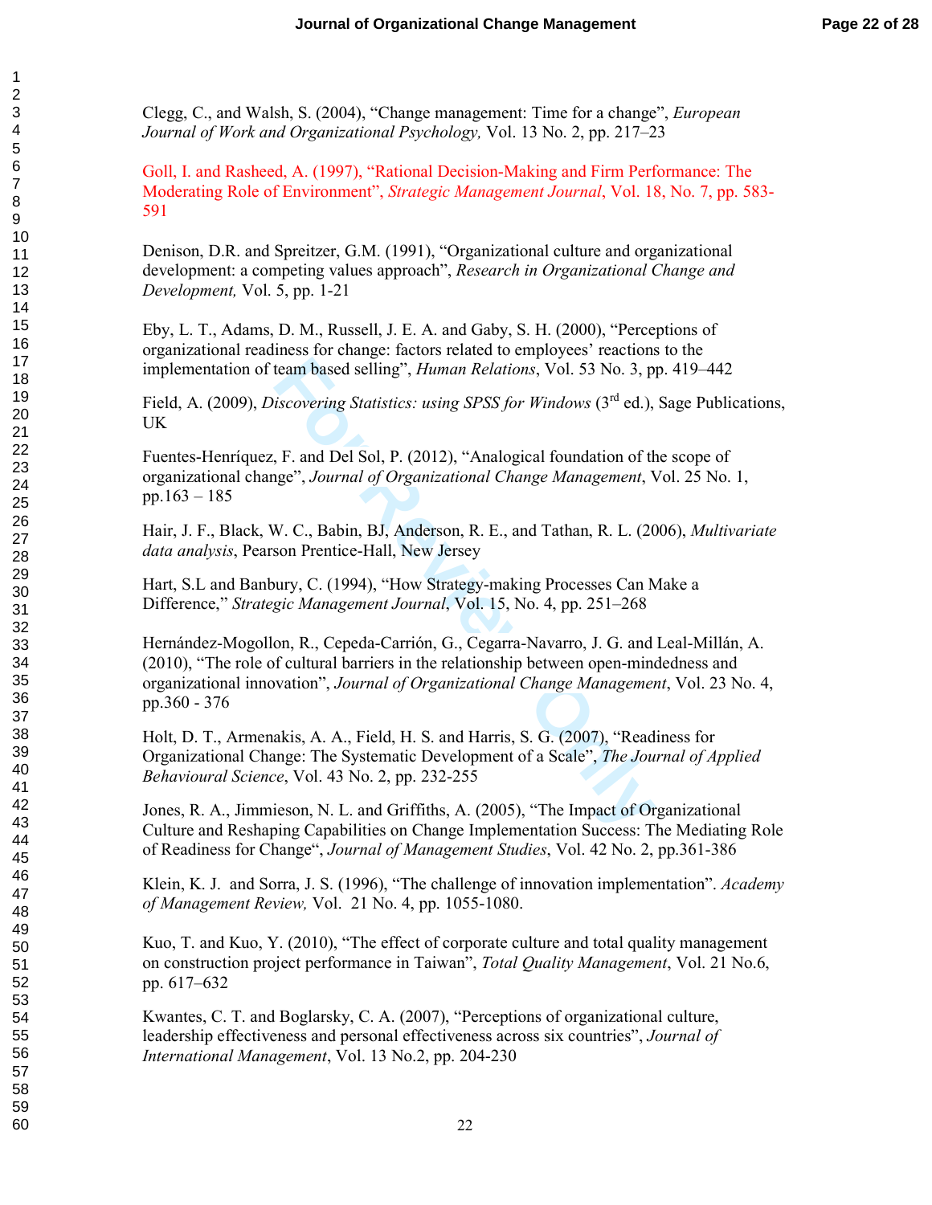Clegg, C., and Walsh, S. (2004), "Change management: Time for a change", *European Journal of Work and Organizational Psychology,* Vol. 13 No. 2, pp. 217–23

Goll, I. and Rasheed, A. (1997), "Rational Decision-Making and Firm Performance: The Moderating Role of Environment", *Strategic Management Journal*, Vol. 18, No. 7, pp. 583-591

Denison, D.R. and Spreitzer, G.M. (1991), "Organizational culture and organizational development: a competing values approach", *Research in Organizational Change and Development,* Vol. 5, pp. 1-21

Eby, L. T., Adams, D. M., Russell, J. E. A. and Gaby, S. H. (2000), "Perceptions of organizational readiness for change: factors related to employees' reactions to the implementation of team based selling", *Human Relations*, Vol. 53 No. 3, pp. 419–442

Field, A. (2009), *Discovering Statistics: using SPSS for Windows* (3rd ed.), Sage Publications, UK

Fuentes-Henríquez, F. and Del Sol, P. (2012), "Analogical foundation of the scope of organizational change", *Journal of Organizational Change Management*, Vol. 25 No. 1, pp.163 – 185

Hair, J. F., Black, W. C., Babin, BJ, Anderson, R. E., and Tathan, R. L. (2006), *Multivariate data analysis*, Pearson Prentice-Hall, New Jersey

Hart, S.L and Banbury, C. (1994), "How Strategy-making Processes Can Make a Difference," *Strategic Management Journal*, Vol. 15, No. 4, pp. 251–268

Hernández-Mogollon, R., Cepeda-Carrión, G., Cegarra-Navarro, J. G. and Leal-Millán, A. (2010), "The role of cultural barriers in the relationship between open-mindedness and organizational innovation", *Journal of Organizational Change Management*, Vol. 23 No. 4, pp.360 - 376

Holt, D. T., Armenakis, A. A., Field, H. S. and Harris, S. G. (2007), "Readiness for Organizational Change: The Systematic Development of a Scale", *The Journal of Applied Behavioural Science*, Vol. 43 No. 2, pp. 232-255

Jones, R. A., Jimmieson, N. L. and Griffiths, A. (2005), "The Impact of Organizational Culture and Reshaping Capabilities on Change Implementation Success: The Mediating Role of Readiness for Change", *Journal of Management Studies*, Vol. 42 No. 2, pp.361-386

Klein, K. J. and Sorra, J. S. (1996), "The challenge of innovation implementation". *Academy of Management Review,* Vol. 21 No. 4, pp. 1055-1080.

Kuo, T. and Kuo, Y. (2010), "The effect of corporate culture and total quality management on construction project performance in Taiwan", *Total Quality Management*, Vol. 21 No.6, pp. 617–632

Kwantes, C. T. and Boglarsky, C. A. (2007), "Perceptions of organizational culture, leadership effectiveness and personal effectiveness across six countries", *Journal of International Management*, Vol. 13 No.2, pp. 204-230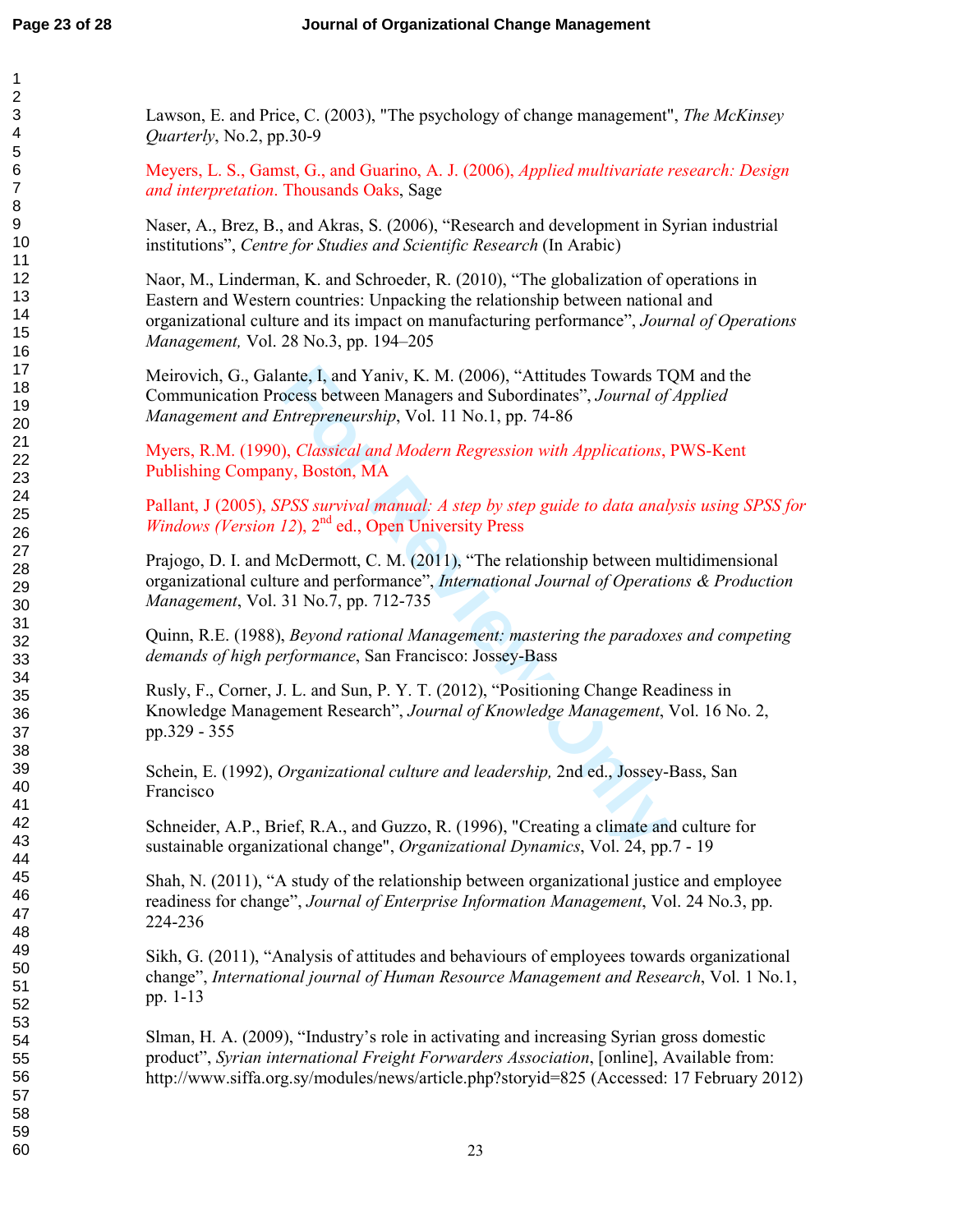Lawson, E. and Price, C. (2003), "The psychology of change management", *The McKinsey Quarterly*, No.2, pp.30-9

Meyers, L. S., Gamst, G., and Guarino, A. J. (2006), *Applied multivariate research: Design and interpretation*. Thousands Oaks, Sage

Naser, A., Brez, B., and Akras, S. (2006), "Research and development in Syrian industrial institutions", *Centre for Studies and Scientific Research* (In Arabic)

Naor, M., Linderman, K. and Schroeder, R. (2010), "The globalization of operations in Eastern and Western countries: Unpacking the relationship between national and organizational culture and its impact on manufacturing performance", *Journal of Operations Management,* Vol. 28 No.3, pp. 194–205

Meirovich, G., Galante, I, and Yaniv, K. M. (2006), "Attitudes Towards TQM and the Communication Process between Managers and Subordinates", *Journal of Applied Management and Entrepreneurship*, Vol. 11 No.1, pp. 74-86

Myers, R.M. (1990), *Classical and Modern Regression with Applications*, PWS-Kent Publishing Company, Boston, MA

Pallant, J (2005), *SPSS survival manual: A step by step guide to data analysis using SPSS for Windows (Version 12*), 2nd ed., Open University Press

Prajogo, D. I. and McDermott, C. M. (2011), "The relationship between multidimensional organizational culture and performance", *International Journal of Operations & Production Management*, Vol. 31 No.7, pp. 712-735

Quinn, R.E. (1988), *Beyond rational Management: mastering the paradoxes and competing demands of high performance*, San Francisco: Jossey-Bass

Rusly, F., Corner, J. L. and Sun, P. Y. T. (2012), "Positioning Change Readiness in Knowledge Management Research", *Journal of Knowledge Management*, Vol. 16 No. 2, pp.329 - 355

Schein, E. (1992), *Organizational culture and leadership,* 2nd ed., Jossey-Bass, San Francisco

Schneider, A.P., Brief, R.A., and Guzzo, R. (1996), "Creating a climate and culture for sustainable organizational change", *Organizational Dynamics*, Vol. 24, pp.7 - 19

Shah, N. (2011), "A study of the relationship between organizational justice and employee readiness for change", *Journal of Enterprise Information Management*, Vol. 24 No.3, pp. 224-236

Sikh, G. (2011), "Analysis of attitudes and behaviours of employees towards organizational change", *International journal of Human Resource Management and Research*, Vol. 1 No.1, pp. 1-13

Slman, H. A. (2009), "Industry's role in activating and increasing Syrian gross domestic product", *Syrian international Freight Forwarders Association*, [online], Available from: http://www.siffa.org.sy/modules/news/article.php?storyid=825 (Accessed: 17 February 2012)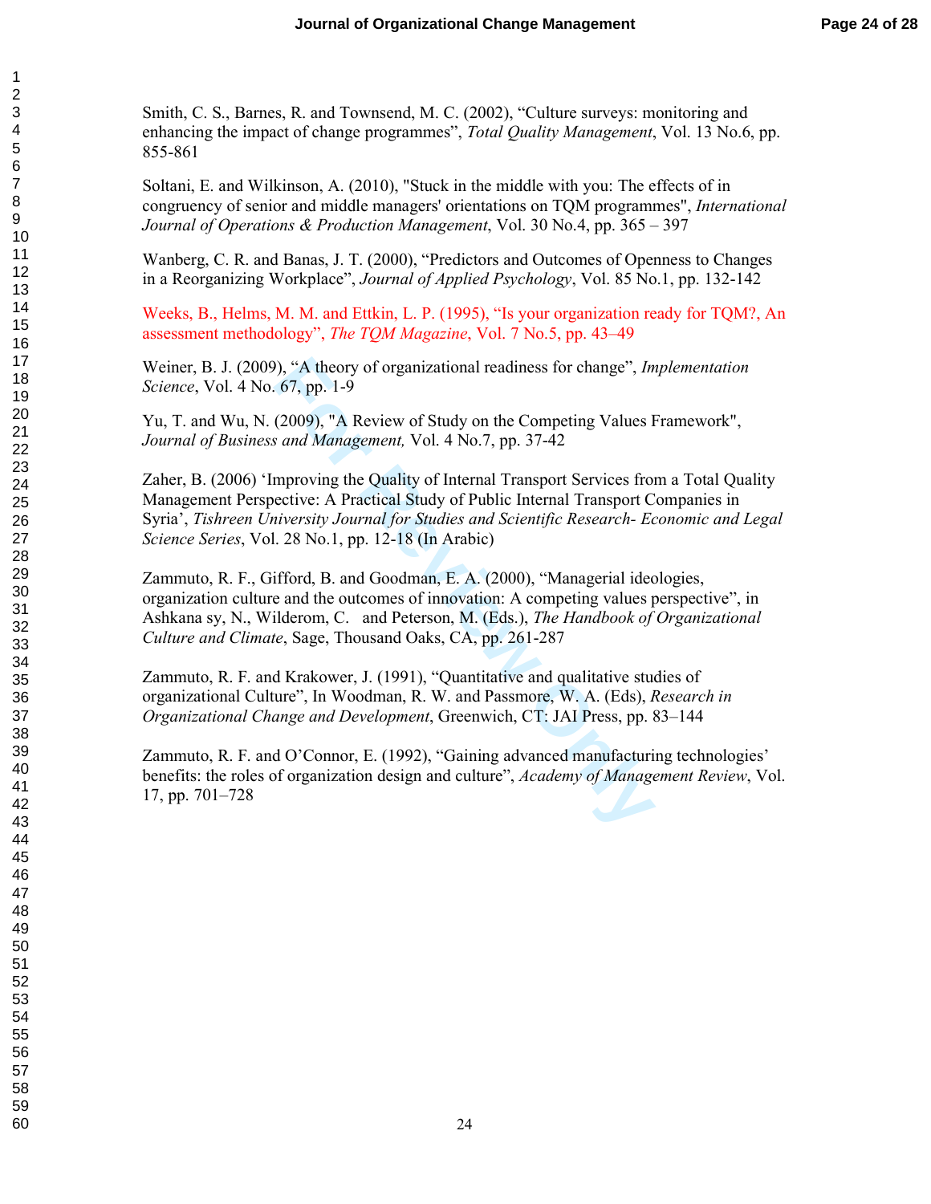Smith, C. S., Barnes, R. and Townsend, M. C. (2002), "Culture surveys: monitoring and enhancing the impact of change programmes", *Total Quality Management*, Vol. 13 No.6, pp. 855-861

Soltani, E. and Wilkinson, A. (2010), "Stuck in the middle with you: The effects of in congruency of senior and middle managers' orientations on TQM programmes", *International Journal of Operations & Production Management*, Vol. 30 No.4, pp. 365 – 397

Wanberg, C. R. and Banas, J. T. (2000), "Predictors and Outcomes of Openness to Changes in a Reorganizing Workplace", *Journal of Applied Psychology*, Vol. 85 No.1, pp. 132-142

Weeks, B., Helms, M. M. and Ettkin, L. P. (1995), "Is your organization ready for TQM?, An assessment methodology", *The TQM Magazine*, Vol. 7 No.5, pp. 43–49

Weiner, B. J. (2009), "A theory of organizational readiness for change", *Implementation Science*, Vol. 4 No. 67, pp. 1-9

Yu, T. and Wu, N. (2009), "A Review of Study on the Competing Values Framework", *Journal of Business and Management,* Vol. 4 No.7, pp. 37-42

Zaher, B. (2006) 'Improving the Quality of Internal Transport Services from a Total Quality Management Perspective: A Practical Study of Public Internal Transport Companies in Syria', *Tishreen University Journal for Studies and Scientific Research- Economic and Legal Science Series*, Vol. 28 No.1, pp. 12-18 (In Arabic)

Zammuto, R. F., Gifford, B. and Goodman, E. A. (2000), "Managerial ideologies, organization culture and the outcomes of innovation: A competing values perspective", in Ashkana sy, N., Wilderom, C. and Peterson, M. (Eds.), *The Handbook of Organizational Culture and Climate*, Sage, Thousand Oaks, CA, pp. 261-287

Zammuto, R. F. and Krakower, J. (1991), "Quantitative and qualitative studies of organizational Culture", In Woodman, R. W. and Passmore, W. A. (Eds), *Research in Organizational Change and Development*, Greenwich, CT: JAI Press, pp. 83–144

Zammuto, R. F. and O'Connor, E. (1992), "Gaining advanced manufacturing technologies' benefits: the roles of organization design and culture", *Academy of Management Review*, Vol. 17, pp. 701–728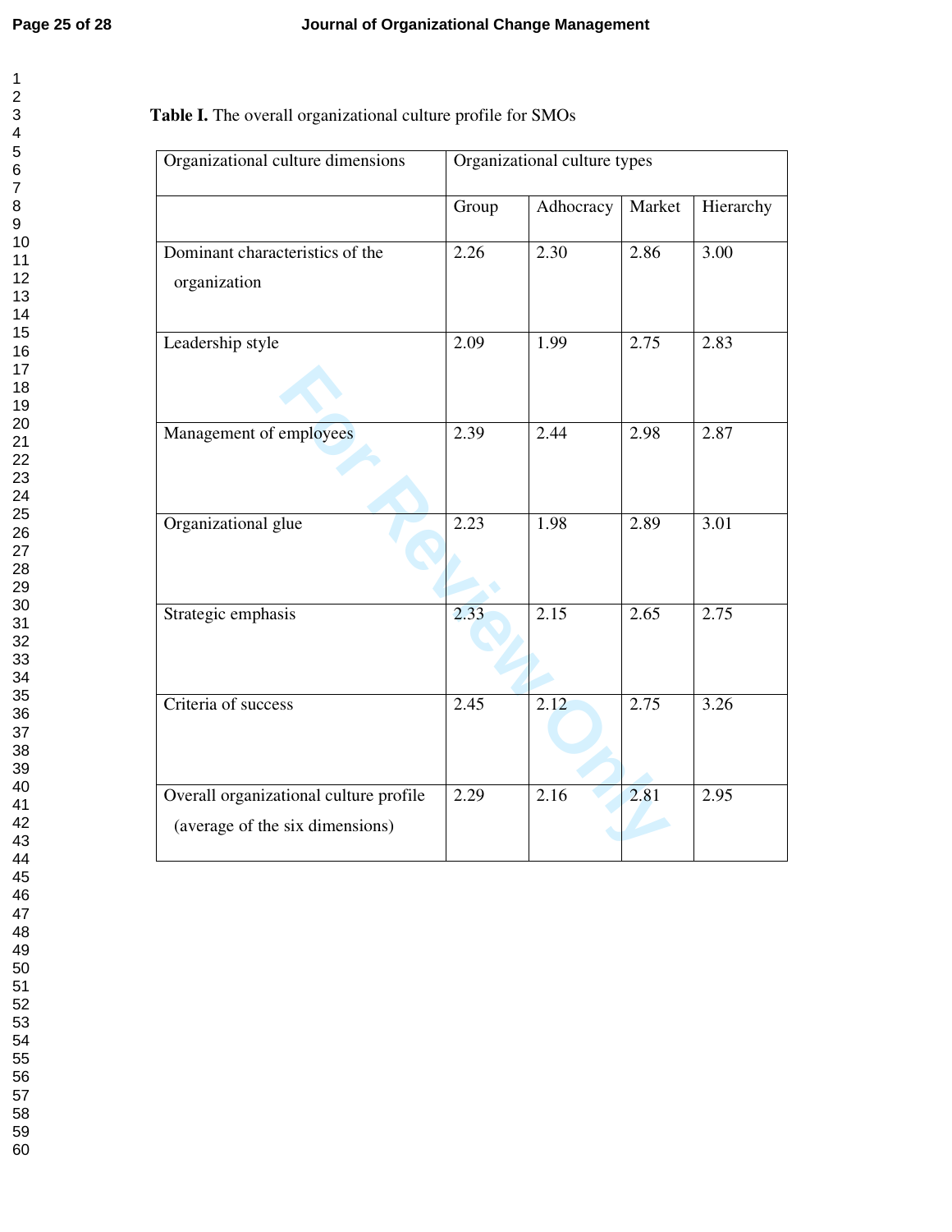**Table I.** The overall organizational culture profile for SMOs

| Organizational culture dimensions | Organizational culture types | | | |
|---|---|---|---|---|
| | Group | Adhocracy | Market | Hierarchy |
| Dominant characteristics of the organization | 2.26 | 2.30 | 2.86 | 3.00 |
| Leadership style | 2.09 | 1.99 | 2.75 | 2.83 |
| Management of employees | 2.39 | 2.44 | 2.98 | 2.87 |
| Organizational glue | 2.23 | 1.98 | 2.89 | 3.01 |
| Strategic emphasis | 2.33 | 2.15 | 2.65 | 2.75 |
| Criteria of success | 2.45 | 2.12 | 2.75 | 3.26 |
| Overall organizational culture profile (average of the six dimensions) | 2.29 | 2.16 | 2.81 | 2.95 |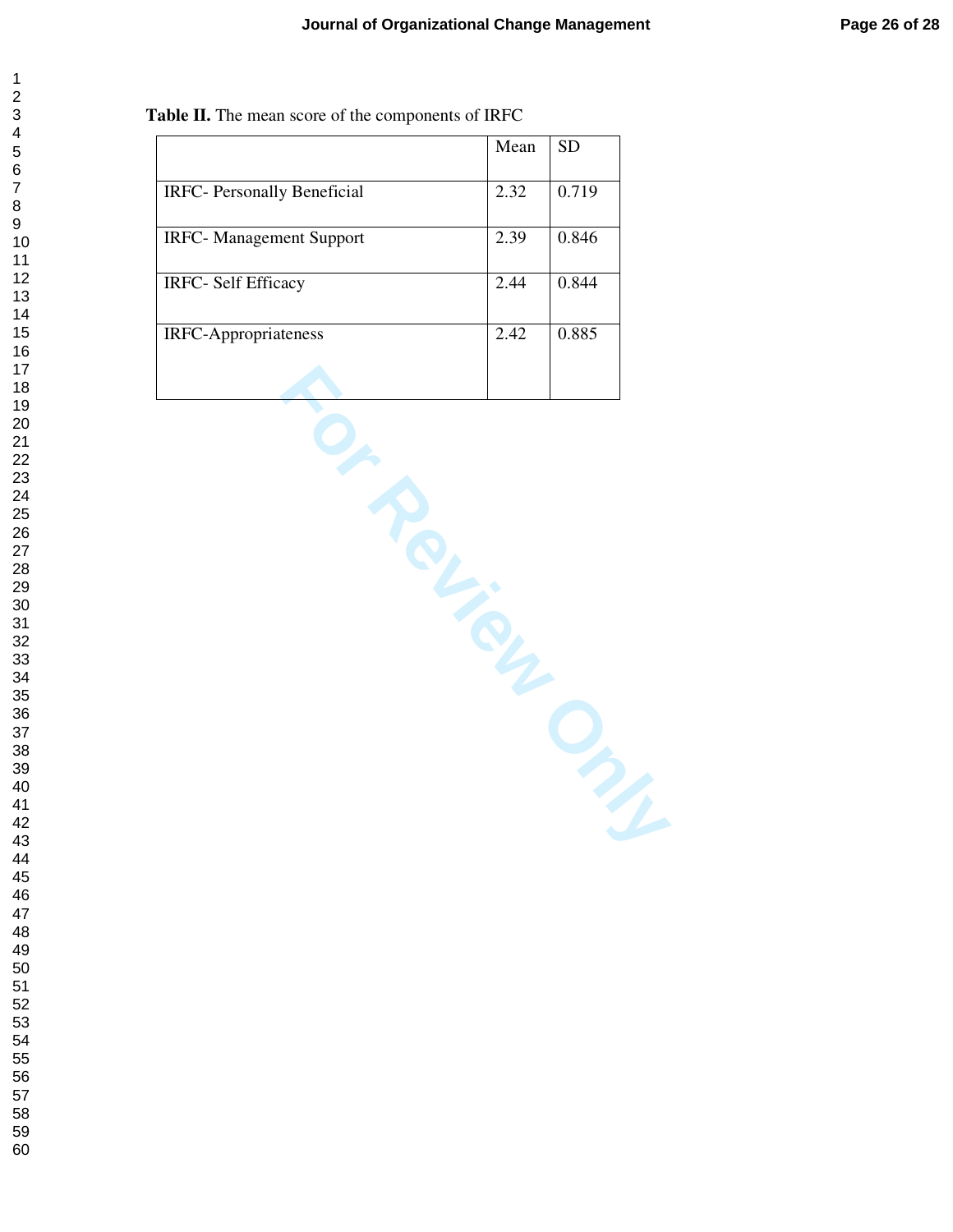**Table II.** The mean score of the components of IRFC

| | Mean | SD |
|---|---|---|
| IRFC- Personally Beneficial | 2.32 | 0.719 |
| IRFC- Management Support | 2.39 | 0.846 |
| IRFC- Self Efficacy | 2.44 | 0.844 |
| IRFC-Appropriateness | 2.42 | 0.885 |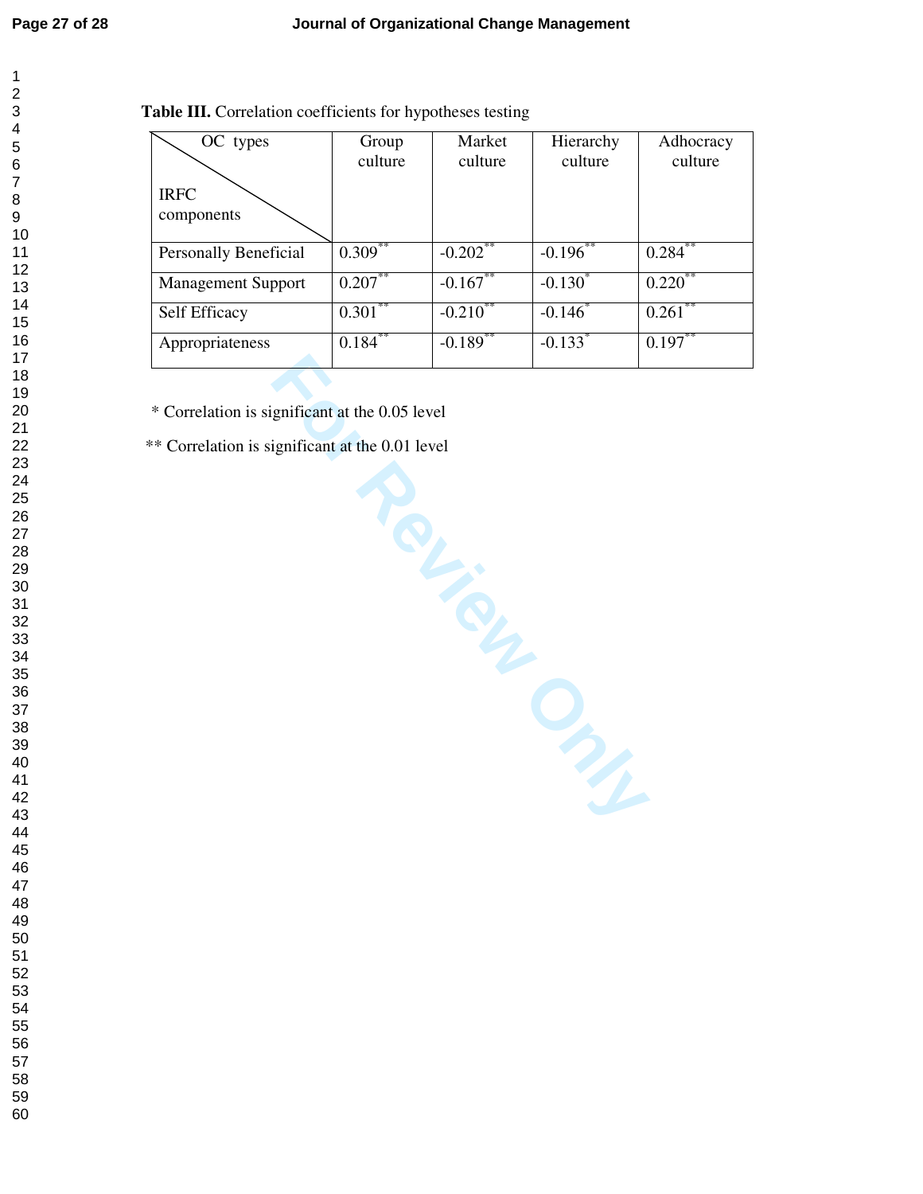**Table III.** Correlation coefficients for hypotheses testing

| OC types / IRFC components | Group culture | Market culture | Hierarchy culture | Adhocracy culture |
|---|---|---|---|---|
| Personally Beneficial | 0.309** | -0.202** | -0.196** | 0.284** |
| Management Support | 0.207** | -0.167** | -0.130* | 0.220** |
| Self Efficacy | 0.301** | -0.210** | -0.146* | 0.261** |
| Appropriateness | 0.184** | -0.189** | -0.133* | 0.197** |

\* Correlation is significant at the 0.05 level

** Correlation is significant at the 0.01 level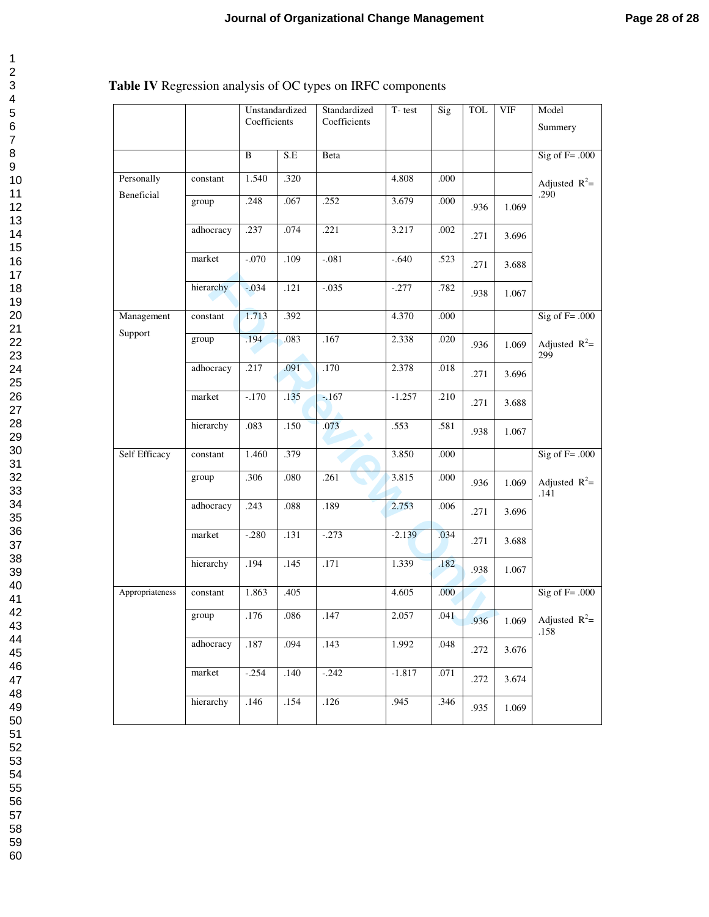**Table IV** Regression analysis of OC types on IRFC components

| | | Unstandardized Coefficients | | Standardized Coefficients | T- test | Sig | TOL | VIF | Model Summery |
|---|---|---|---|---|---|---|---|---|---|
| | | B | S.E | Beta | | | | | Sig of F= .000 |
| Personally Beneficial | constant | 1.540 | .320 | | 4.808 | .000 | | | Adjusted $R^2$= .290 |
| | group | .248 | .067 | .252 | 3.679 | .000 | .936 | 1.069 | |
| | adhocracy | .237 | .074 | .221 | 3.217 | .002 | .271 | 3.696 | |
| | market | -.070 | .109 | -.081 | -.640 | .523 | .271 | 3.688 | |
| | hierarchy | -.034 | .121 | -.035 | -.277 | .782 | .938 | 1.067 | |
| Management Support | constant | 1.713 | .392 | | 4.370 | .000 | | | Sig of F= .000 |
| | group | .194 | .083 | .167 | 2.338 | .020 | .936 | 1.069 | Adjusted $R^2$= 299 |
| | adhocracy | .217 | .091 | .170 | 2.378 | .018 | .271 | 3.696 | |
| | market | -.170 | .135 | -.167 | -1.257 | .210 | .271 | 3.688 | |
| | hierarchy | .083 | .150 | .073 | .553 | .581 | .938 | 1.067 | |
| Self Efficacy | constant | 1.460 | .379 | | 3.850 | .000 | | | Sig of F= .000 |
| | group | .306 | .080 | .261 | 3.815 | .000 | .936 | 1.069 | Adjusted $R^2$= .141 |
| | adhocracy | .243 | .088 | .189 | 2.753 | .006 | .271 | 3.696 | |
| | market | -.280 | .131 | -.273 | -2.139 | .034 | .271 | 3.688 | |
| | hierarchy | .194 | .145 | .171 | 1.339 | .182 | .938 | 1.067 | |
| Appropriateness | constant | 1.863 | .405 | | 4.605 | .000 | | | Sig of F= .000 |
| | group | .176 | .086 | .147 | 2.057 | .041 | .936 | 1.069 | Adjusted $R^2$= .158 |
| | adhocracy | .187 | .094 | .143 | 1.992 | .048 | .272 | 3.676 | |
| | market | -.254 | .140 | -.242 | -1.817 | .071 | .272 | 3.674 | |
| | hierarchy | .146 | .154 | .126 | .945 | .346 | .935 | 1.069 | |